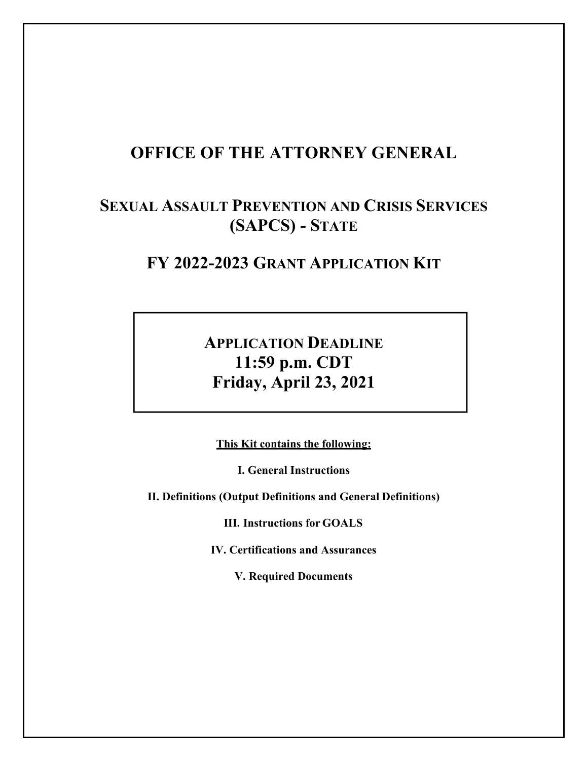# OFFICE OF THE ATTORNEY GENERAL

## SEXUAL ASSAULT PREVENTION AND CRISIS SERVICES (SAPCS) - STATE

## FY 2022-2023 GRANT APPLICATION KIT

**APPLICATION DEADLINE**
**11:59 p.m. CDT**
**Friday, April 23, 2021**

**<u>This Kit contains the following:</u>**

**I. General Instructions**

**II. Definitions (Output Definitions and General Definitions)**

**III. Instructions for GOALS**

**IV. Certifications and Assurances**

**V. Required Documents**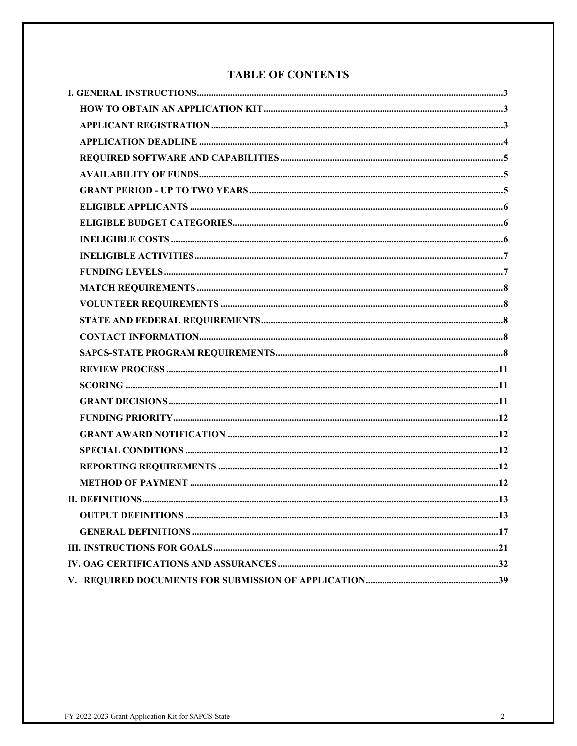# TABLE OF CONTENTS

**I. GENERAL INSTRUCTIONS** ........ 3

- **HOW TO OBTAIN AN APPLICATION KIT** ........ 3
- **APPLICANT REGISTRATION** ........ 3
- **APPLICATION DEADLINE** ........ 4
- **REQUIRED SOFTWARE AND CAPABILITIES** ........ 5
- **AVAILABILITY OF FUNDS** ........ 5
- **GRANT PERIOD - UP TO TWO YEARS** ........ 5
- **ELIGIBLE APPLICANTS** ........ 6
- **ELIGIBLE BUDGET CATEGORIES** ........ 6
- **INELIGIBLE COSTS** ........ 6
- **INELIGIBLE ACTIVITIES** ........ 7
- **FUNDING LEVELS** ........ 7
- **MATCH REQUIREMENTS** ........ 8
- **VOLUNTEER REQUIREMENTS** ........ 8
- **STATE AND FEDERAL REQUIREMENTS** ........ 8
- **CONTACT INFORMATION** ........ 8
- **SAPCS-STATE PROGRAM REQUIREMENTS** ........ 8
- **REVIEW PROCESS** ........ 11
- **SCORING** ........ 11
- **GRANT DECISIONS** ........ 11
- **FUNDING PRIORITY** ........ 12
- **GRANT AWARD NOTIFICATION** ........ 12
- **SPECIAL CONDITIONS** ........ 12
- **REPORTING REQUIREMENTS** ........ 12
- **METHOD OF PAYMENT** ........ 12

**II. DEFINITIONS** ........ 13

- **OUTPUT DEFINITIONS** ........ 13
- **GENERAL DEFINITIONS** ........ 17

**III. INSTRUCTIONS FOR GOALS** ........ 21

**IV. OAG CERTIFICATIONS AND ASSURANCES** ........ 32

**V. REQUIRED DOCUMENTS FOR SUBMISSION OF APPLICATION** ........ 39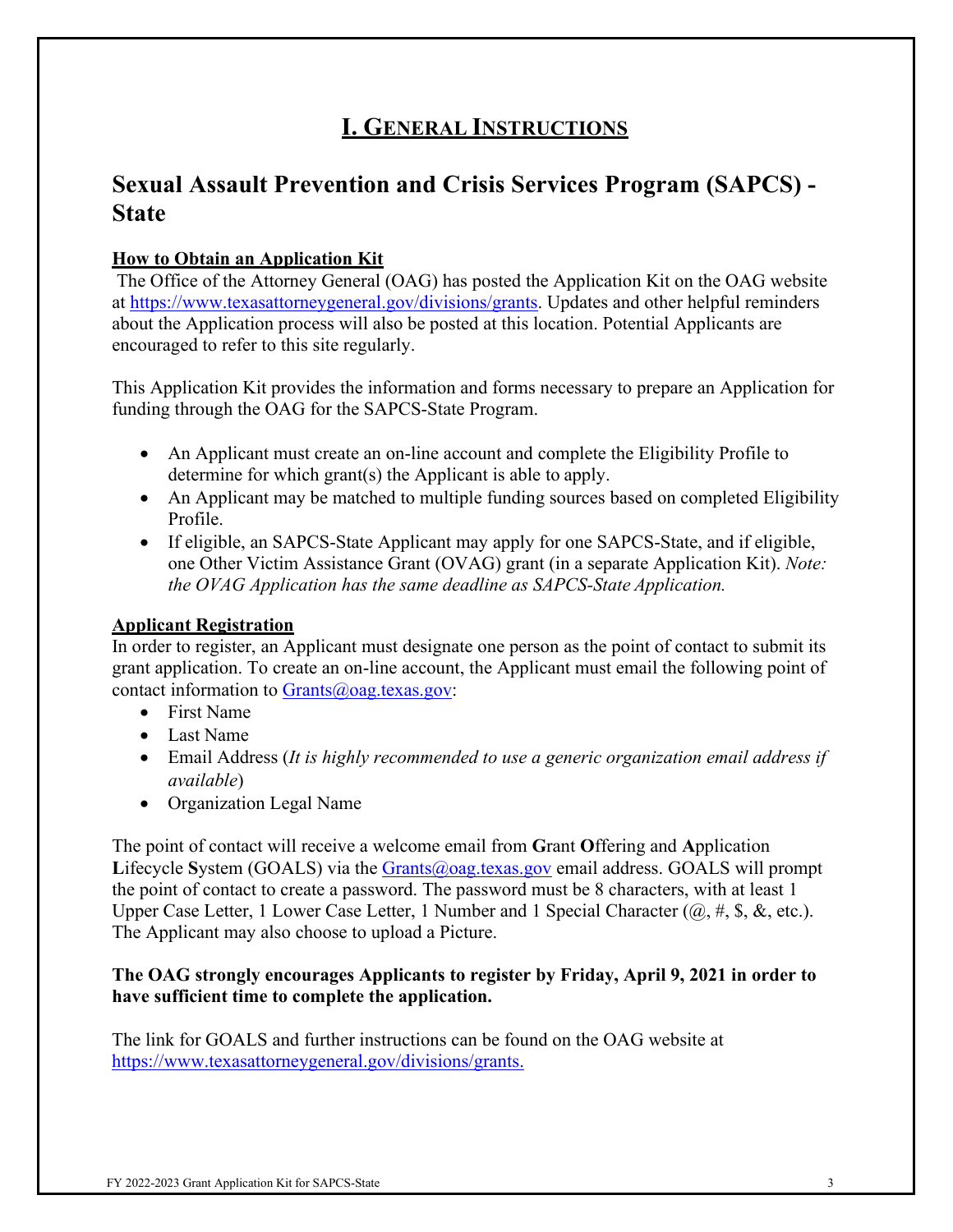# I. General Instructions

## Sexual Assault Prevention and Crisis Services Program (SAPCS) - State

**How to Obtain an Application Kit**

The Office of the Attorney General (OAG) has posted the Application Kit on the OAG website at https://www.texasattorneygeneral.gov/divisions/grants. Updates and other helpful reminders about the Application process will also be posted at this location. Potential Applicants are encouraged to refer to this site regularly.

This Application Kit provides the information and forms necessary to prepare an Application for funding through the OAG for the SAPCS-State Program.

- An Applicant must create an on-line account and complete the Eligibility Profile to determine for which grant(s) the Applicant is able to apply.
- An Applicant may be matched to multiple funding sources based on completed Eligibility Profile.
- If eligible, an SAPCS-State Applicant may apply for one SAPCS-State, and if eligible, one Other Victim Assistance Grant (OVAG) grant (in a separate Application Kit). *Note: the OVAG Application has the same deadline as SAPCS-State Application.*

**Applicant Registration**

In order to register, an Applicant must designate one person as the point of contact to submit its grant application. To create an on-line account, the Applicant must email the following point of contact information to Grants@oag.texas.gov:

- First Name
- Last Name
- Email Address (*It is highly recommended to use a generic organization email address if available*)
- Organization Legal Name

The point of contact will receive a welcome email from **G**rant **O**ffering and **A**pplication **L**ifecycle **S**ystem (GOALS) via the Grants@oag.texas.gov email address. GOALS will prompt the point of contact to create a password. The password must be 8 characters, with at least 1 Upper Case Letter, 1 Lower Case Letter, 1 Number and 1 Special Character (@, #, $, &, etc.). The Applicant may also choose to upload a Picture.

**The OAG strongly encourages Applicants to register by Friday, April 9, 2021 in order to have sufficient time to complete the application.**

The link for GOALS and further instructions can be found on the OAG website at https://www.texasattorneygeneral.gov/divisions/grants.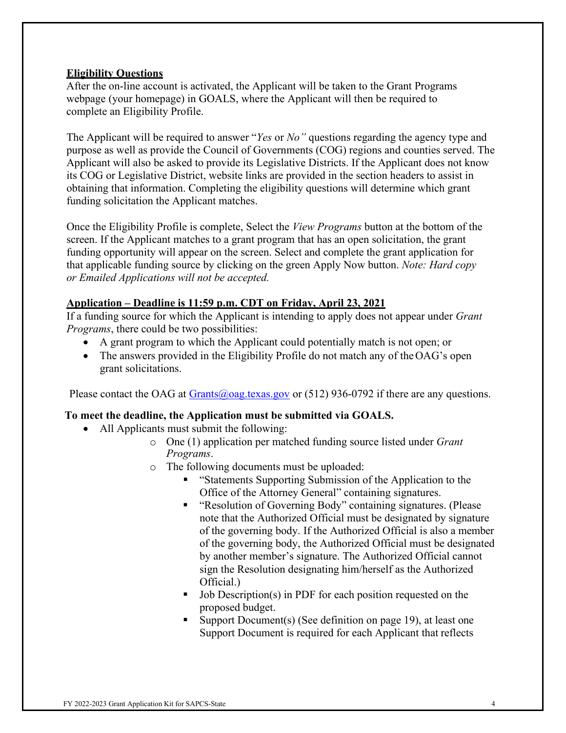**Eligibility Questions**

After the on-line account is activated, the Applicant will be taken to the Grant Programs webpage (your homepage) in GOALS, where the Applicant will then be required to complete an Eligibility Profile.

The Applicant will be required to answer "*Yes* or *No"* questions regarding the agency type and purpose as well as provide the Council of Governments (COG) regions and counties served. The Applicant will also be asked to provide its Legislative Districts. If the Applicant does not know its COG or Legislative District, website links are provided in the section headers to assist in obtaining that information. Completing the eligibility questions will determine which grant funding solicitation the Applicant matches.

Once the Eligibility Profile is complete, Select the *View Programs* button at the bottom of the screen. If the Applicant matches to a grant program that has an open solicitation, the grant funding opportunity will appear on the screen. Select and complete the grant application for that applicable funding source by clicking on the green Apply Now button. *Note: Hard copy or Emailed Applications will not be accepted.*

**Application – Deadline is 11:59 p.m. CDT on Friday, April 23, 2021**

If a funding source for which the Applicant is intending to apply does not appear under *Grant Programs*, there could be two possibilities:

- A grant program to which the Applicant could potentially match is not open; or
- The answers provided in the Eligibility Profile do not match any of the OAG's open grant solicitations.

Please contact the OAG at Grants@oag.texas.gov or (512) 936-0792 if there are any questions.

**To meet the deadline, the Application must be submitted via GOALS.**

- All Applicants must submit the following:
  - One (1) application per matched funding source listed under *Grant Programs*.
  - The following documents must be uploaded:
    - "Statements Supporting Submission of the Application to the Office of the Attorney General" containing signatures.
    - "Resolution of Governing Body" containing signatures. (Please note that the Authorized Official must be designated by signature of the governing body. If the Authorized Official is also a member of the governing body, the Authorized Official must be designated by another member's signature. The Authorized Official cannot sign the Resolution designating him/herself as the Authorized Official.)
    - Job Description(s) in PDF for each position requested on the proposed budget.
    - Support Document(s) (See definition on page 19), at least one Support Document is required for each Applicant that reflects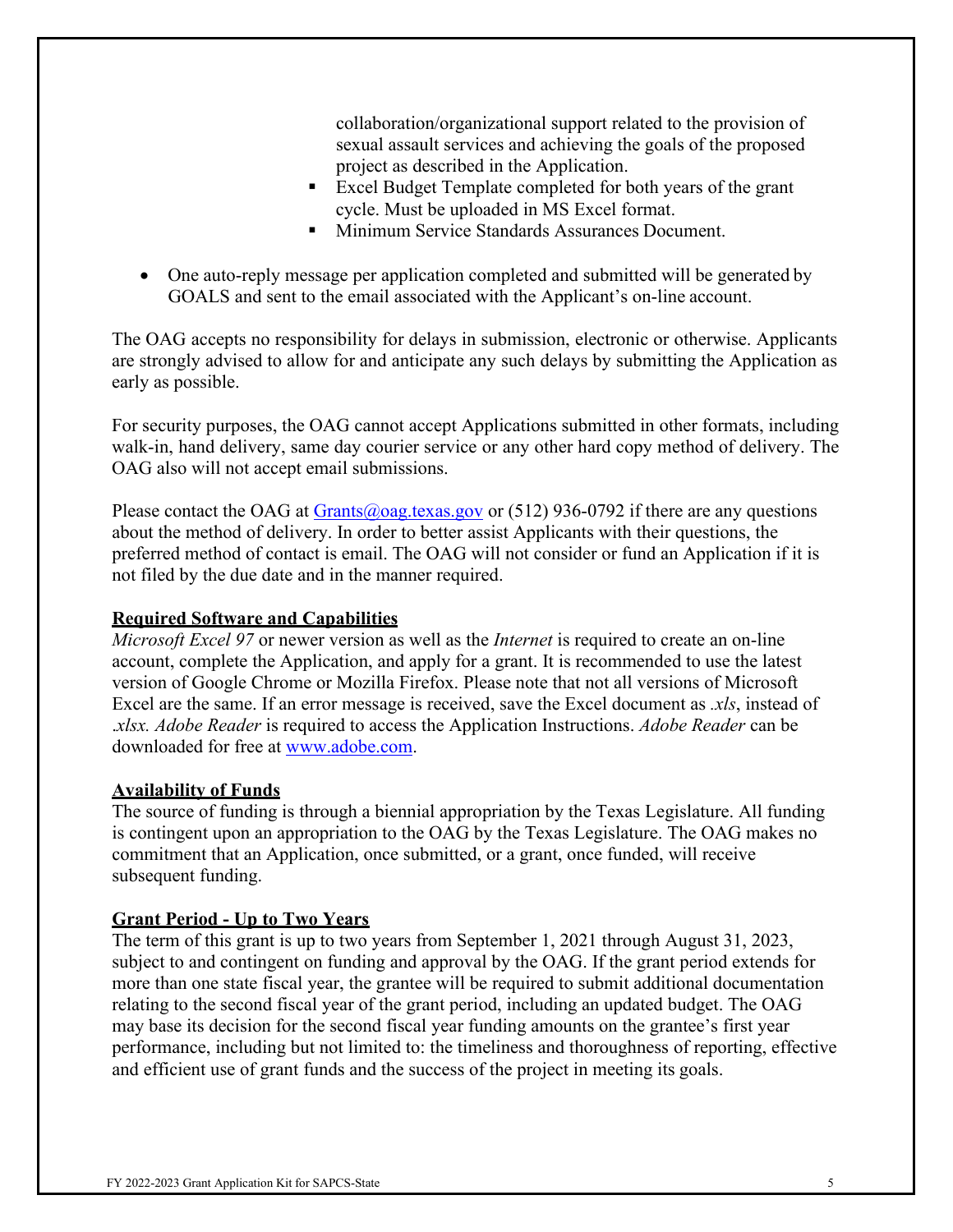collaboration/organizational support related to the provision of sexual assault services and achieving the goals of the proposed project as described in the Application.

    - Excel Budget Template completed for both years of the grant cycle. Must be uploaded in MS Excel format.
    - Minimum Service Standards Assurances Document.

- One auto-reply message per application completed and submitted will be generated by GOALS and sent to the email associated with the Applicant's on-line account.

The OAG accepts no responsibility for delays in submission, electronic or otherwise. Applicants are strongly advised to allow for and anticipate any such delays by submitting the Application as early as possible.

For security purposes, the OAG cannot accept Applications submitted in other formats, including walk-in, hand delivery, same day courier service or any other hard copy method of delivery. The OAG also will not accept email submissions.

Please contact the OAG at [Grants@oag.texas.gov](mailto:Grants@oag.texas.gov) or (512) 936-0792 if there are any questions about the method of delivery. In order to better assist Applicants with their questions, the preferred method of contact is email. The OAG will not consider or fund an Application if it is not filed by the due date and in the manner required.

**Required Software and Capabilities**

*Microsoft Excel 97* or newer version as well as the *Internet* is required to create an on-line account, complete the Application, and apply for a grant. It is recommended to use the latest version of Google Chrome or Mozilla Firefox. Please note that not all versions of Microsoft Excel are the same. If an error message is received, save the Excel document as *.xls*, instead of *.xlsx*. *Adobe Reader* is required to access the Application Instructions. *Adobe Reader* can be downloaded for free at [www.adobe.com](http://www.adobe.com).

**Availability of Funds**

The source of funding is through a biennial appropriation by the Texas Legislature. All funding is contingent upon an appropriation to the OAG by the Texas Legislature. The OAG makes no commitment that an Application, once submitted, or a grant, once funded, will receive subsequent funding.

**Grant Period - Up to Two Years**

The term of this grant is up to two years from September 1, 2021 through August 31, 2023, subject to and contingent on funding and approval by the OAG. If the grant period extends for more than one state fiscal year, the grantee will be required to submit additional documentation relating to the second fiscal year of the grant period, including an updated budget. The OAG may base its decision for the second fiscal year funding amounts on the grantee's first year performance, including but not limited to: the timeliness and thoroughness of reporting, effective and efficient use of grant funds and the success of the project in meeting its goals.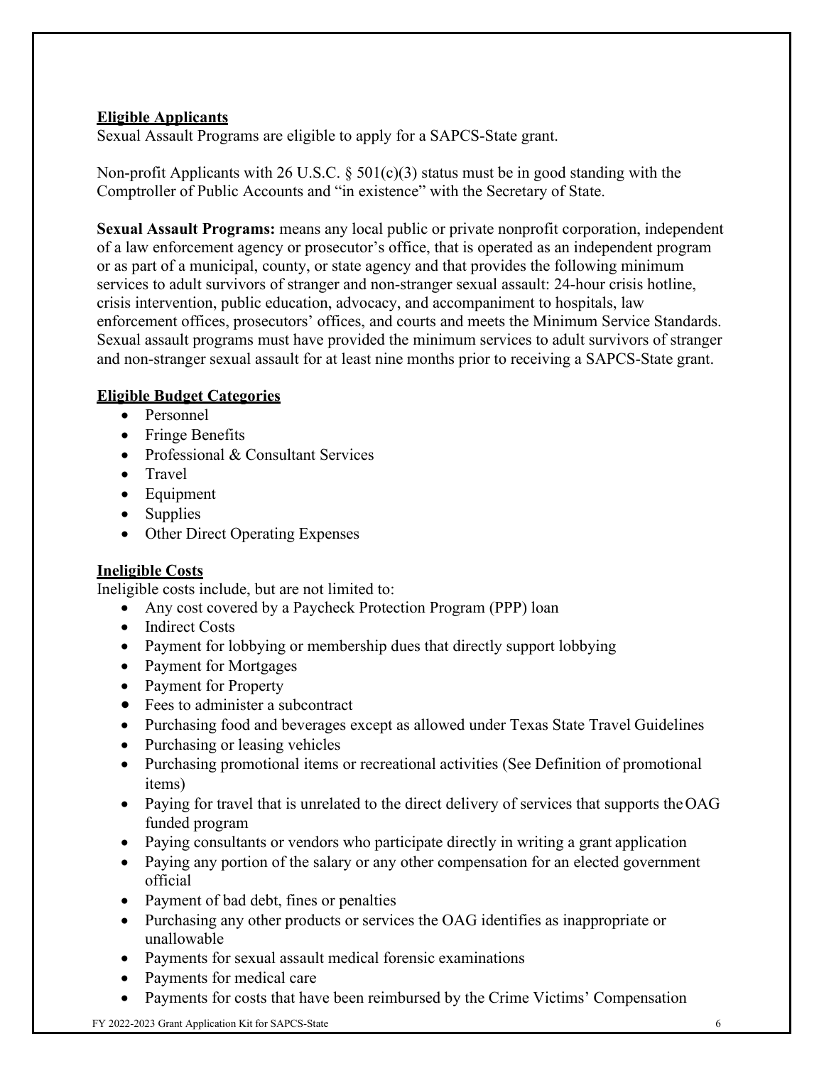**Eligible Applicants**

Sexual Assault Programs are eligible to apply for a SAPCS-State grant.

Non-profit Applicants with 26 U.S.C. § 501(c)(3) status must be in good standing with the Comptroller of Public Accounts and "in existence" with the Secretary of State.

**Sexual Assault Programs:** means any local public or private nonprofit corporation, independent of a law enforcement agency or prosecutor's office, that is operated as an independent program or as part of a municipal, county, or state agency and that provides the following minimum services to adult survivors of stranger and non-stranger sexual assault: 24-hour crisis hotline, crisis intervention, public education, advocacy, and accompaniment to hospitals, law enforcement offices, prosecutors' offices, and courts and meets the Minimum Service Standards. Sexual assault programs must have provided the minimum services to adult survivors of stranger and non-stranger sexual assault for at least nine months prior to receiving a SAPCS-State grant.

**Eligible Budget Categories**

- Personnel
- Fringe Benefits
- Professional & Consultant Services
- Travel
- Equipment
- Supplies
- Other Direct Operating Expenses

**Ineligible Costs**

Ineligible costs include, but are not limited to:

- Any cost covered by a Paycheck Protection Program (PPP) loan
- Indirect Costs
- Payment for lobbying or membership dues that directly support lobbying
- Payment for Mortgages
- Payment for Property
- Fees to administer a subcontract
- Purchasing food and beverages except as allowed under Texas State Travel Guidelines
- Purchasing or leasing vehicles
- Purchasing promotional items or recreational activities (See Definition of promotional items)
- Paying for travel that is unrelated to the direct delivery of services that supports the OAG funded program
- Paying consultants or vendors who participate directly in writing a grant application
- Paying any portion of the salary or any other compensation for an elected government official
- Payment of bad debt, fines or penalties
- Purchasing any other products or services the OAG identifies as inappropriate or unallowable
- Payments for sexual assault medical forensic examinations
- Payments for medical care
- Payments for costs that have been reimbursed by the Crime Victims' Compensation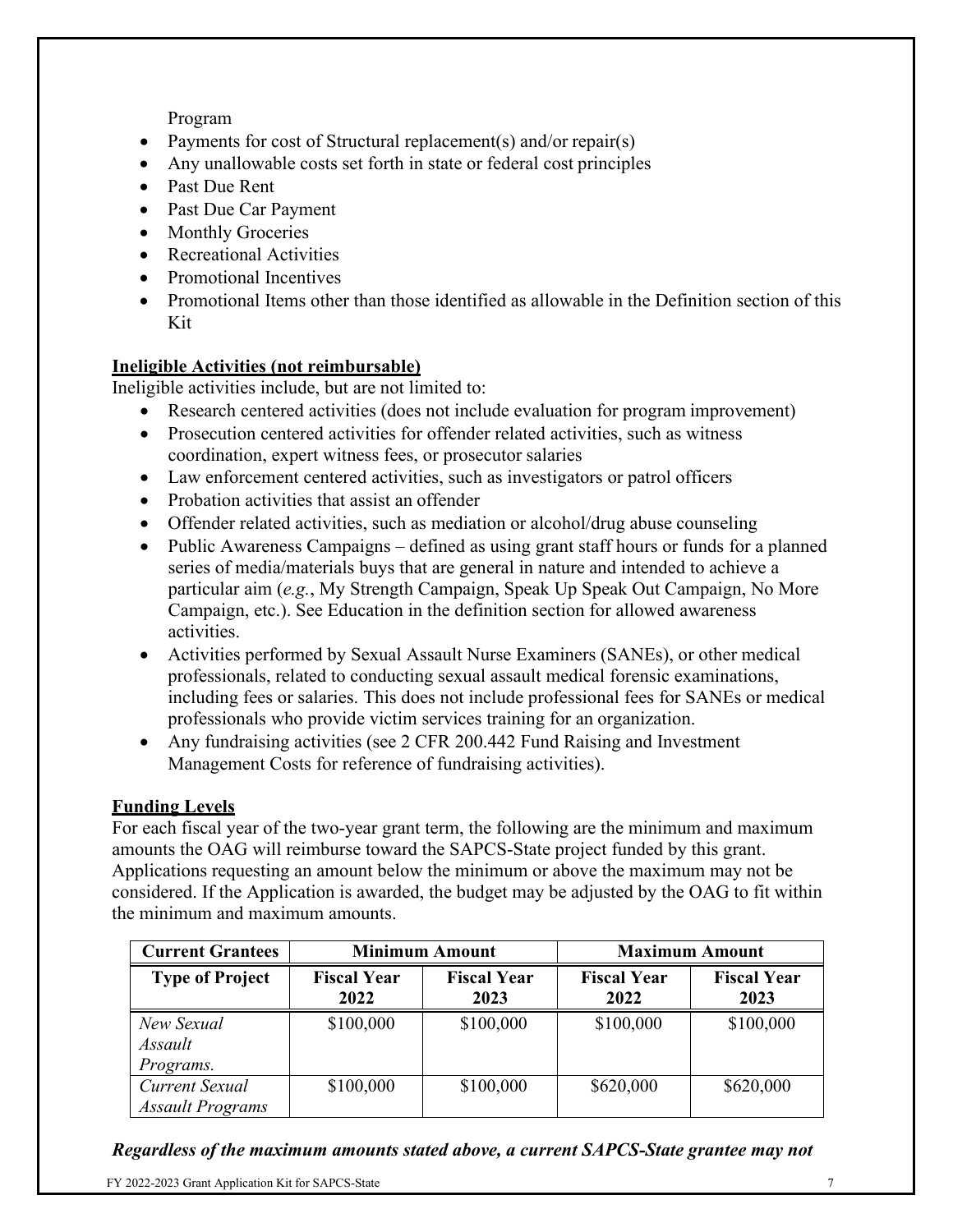Program

- Payments for cost of Structural replacement(s) and/or repair(s)
- Any unallowable costs set forth in state or federal cost principles
- Past Due Rent
- Past Due Car Payment
- Monthly Groceries
- Recreational Activities
- Promotional Incentives
- Promotional Items other than those identified as allowable in the Definition section of this Kit

**Ineligible Activities (not reimbursable)**

Ineligible activities include, but are not limited to:

- Research centered activities (does not include evaluation for program improvement)
- Prosecution centered activities for offender related activities, such as witness coordination, expert witness fees, or prosecutor salaries
- Law enforcement centered activities, such as investigators or patrol officers
- Probation activities that assist an offender
- Offender related activities, such as mediation or alcohol/drug abuse counseling
- Public Awareness Campaigns – defined as using grant staff hours or funds for a planned series of media/materials buys that are general in nature and intended to achieve a particular aim (*e.g.*, My Strength Campaign, Speak Up Speak Out Campaign, No More Campaign, etc.). See Education in the definition section for allowed awareness activities.
- Activities performed by Sexual Assault Nurse Examiners (SANEs), or other medical professionals, related to conducting sexual assault medical forensic examinations, including fees or salaries. This does not include professional fees for SANEs or medical professionals who provide victim services training for an organization.
- Any fundraising activities (see 2 CFR 200.442 Fund Raising and Investment Management Costs for reference of fundraising activities).

**Funding Levels**

For each fiscal year of the two-year grant term, the following are the minimum and maximum amounts the OAG will reimburse toward the SAPCS-State project funded by this grant. Applications requesting an amount below the minimum or above the maximum may not be considered. If the Application is awarded, the budget may be adjusted by the OAG to fit within the minimum and maximum amounts.

| **Current Grantees** | **Minimum Amount** | | **Maximum Amount** | |
|---|---|---|---|---|
| **Type of Project** | **Fiscal Year 2022** | **Fiscal Year 2023** | **Fiscal Year 2022** | **Fiscal Year 2023** |
| *New Sexual Assault Programs.* | \$100,000 | \$100,000 | \$100,000 | \$100,000 |
| *Current Sexual Assault Programs* | \$100,000 | \$100,000 | \$620,000 | \$620,000 |

***Regardless of the maximum amounts stated above, a current SAPCS-State grantee may not***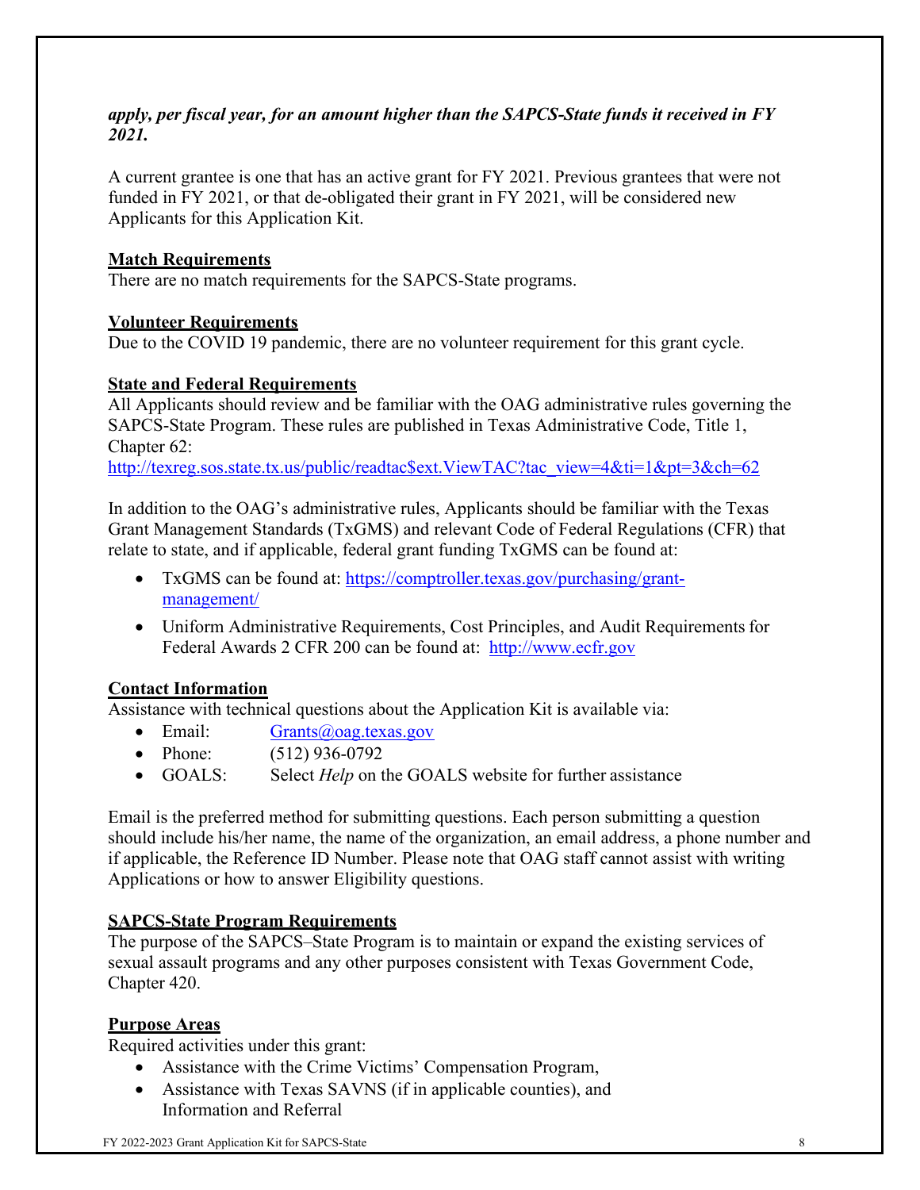***apply, per fiscal year, for an amount higher than the SAPCS-State funds it received in FY 2021.***

A current grantee is one that has an active grant for FY 2021. Previous grantees that were not funded in FY 2021, or that de-obligated their grant in FY 2021, will be considered new Applicants for this Application Kit.

**Match Requirements**

There are no match requirements for the SAPCS-State programs.

**Volunteer Requirements**

Due to the COVID 19 pandemic, there are no volunteer requirement for this grant cycle.

**State and Federal Requirements**

All Applicants should review and be familiar with the OAG administrative rules governing the SAPCS-State Program. These rules are published in Texas Administrative Code, Title 1, Chapter 62:
[http://texreg.sos.state.tx.us/public/readtac$ext.ViewTAC?tac_view=4&ti=1&pt=3&ch=62](http://texreg.sos.state.tx.us/public/readtac$ext.ViewTAC?tac_view=4&ti=1&pt=3&ch=62)

In addition to the OAG's administrative rules, Applicants should be familiar with the Texas Grant Management Standards (TxGMS) and relevant Code of Federal Regulations (CFR) that relate to state, and if applicable, federal grant funding TxGMS can be found at:

- TxGMS can be found at: [https://comptroller.texas.gov/purchasing/grant-management/](https://comptroller.texas.gov/purchasing/grant-management/)
- Uniform Administrative Requirements, Cost Principles, and Audit Requirements for Federal Awards 2 CFR 200 can be found at: [http://www.ecfr.gov](http://www.ecfr.gov)

**Contact Information**

Assistance with technical questions about the Application Kit is available via:

- Email: [Grants@oag.texas.gov](mailto:Grants@oag.texas.gov)
- Phone: (512) 936-0792
- GOALS: Select *Help* on the GOALS website for further assistance

Email is the preferred method for submitting questions. Each person submitting a question should include his/her name, the name of the organization, an email address, a phone number and if applicable, the Reference ID Number. Please note that OAG staff cannot assist with writing Applications or how to answer Eligibility questions.

**SAPCS-State Program Requirements**

The purpose of the SAPCS–State Program is to maintain or expand the existing services of sexual assault programs and any other purposes consistent with Texas Government Code, Chapter 420.

**Purpose Areas**

Required activities under this grant:

- Assistance with the Crime Victims' Compensation Program,
- Assistance with Texas SAVNS (if in applicable counties), and Information and Referral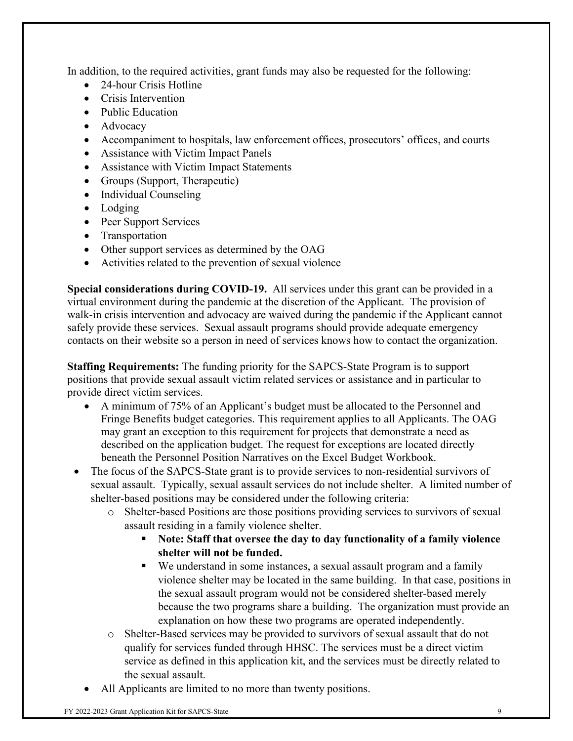In addition, to the required activities, grant funds may also be requested for the following:

- 24-hour Crisis Hotline
- Crisis Intervention
- Public Education
- Advocacy
- Accompaniment to hospitals, law enforcement offices, prosecutors' offices, and courts
- Assistance with Victim Impact Panels
- Assistance with Victim Impact Statements
- Groups (Support, Therapeutic)
- Individual Counseling
- Lodging
- Peer Support Services
- Transportation
- Other support services as determined by the OAG
- Activities related to the prevention of sexual violence

**Special considerations during COVID-19.** All services under this grant can be provided in a virtual environment during the pandemic at the discretion of the Applicant. The provision of walk-in crisis intervention and advocacy are waived during the pandemic if the Applicant cannot safely provide these services. Sexual assault programs should provide adequate emergency contacts on their website so a person in need of services knows how to contact the organization.

**Staffing Requirements:** The funding priority for the SAPCS-State Program is to support positions that provide sexual assault victim related services or assistance and in particular to provide direct victim services.

- A minimum of 75% of an Applicant's budget must be allocated to the Personnel and Fringe Benefits budget categories. This requirement applies to all Applicants. The OAG may grant an exception to this requirement for projects that demonstrate a need as described on the application budget. The request for exceptions are located directly beneath the Personnel Position Narratives on the Excel Budget Workbook.
- The focus of the SAPCS-State grant is to provide services to non-residential survivors of sexual assault. Typically, sexual assault services do not include shelter. A limited number of shelter-based positions may be considered under the following criteria:
  - Shelter-based Positions are those positions providing services to survivors of sexual assault residing in a family violence shelter.
    - **Note: Staff that oversee the day to day functionality of a family violence shelter will not be funded.**
    - We understand in some instances, a sexual assault program and a family violence shelter may be located in the same building. In that case, positions in the sexual assault program would not be considered shelter-based merely because the two programs share a building. The organization must provide an explanation on how these two programs are operated independently.
  - Shelter-Based services may be provided to survivors of sexual assault that do not qualify for services funded through HHSC. The services must be a direct victim service as defined in this application kit, and the services must be directly related to the sexual assault.
- All Applicants are limited to no more than twenty positions.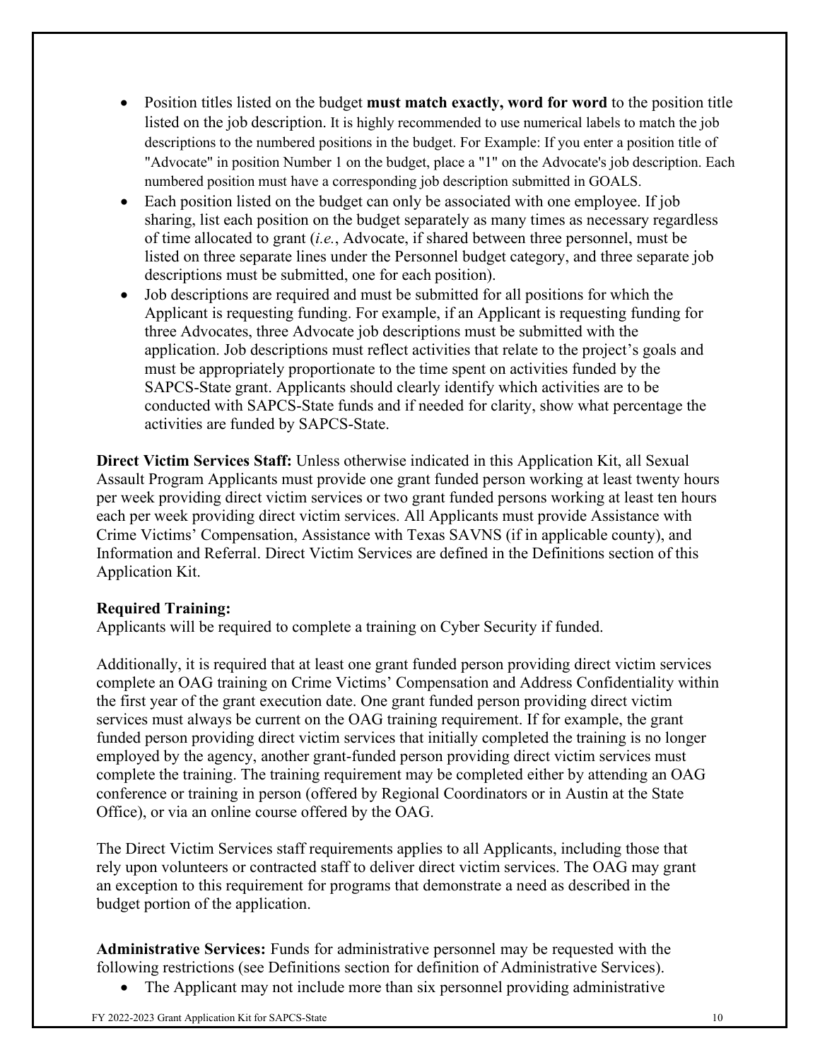- Position titles listed on the budget **must match exactly, word for word** to the position title listed on the job description. It is highly recommended to use numerical labels to match the job descriptions to the numbered positions in the budget. For Example: If you enter a position title of "Advocate" in position Number 1 on the budget, place a "1" on the Advocate's job description. Each numbered position must have a corresponding job description submitted in GOALS.
- Each position listed on the budget can only be associated with one employee. If job sharing, list each position on the budget separately as many times as necessary regardless of time allocated to grant (*i.e.*, Advocate, if shared between three personnel, must be listed on three separate lines under the Personnel budget category, and three separate job descriptions must be submitted, one for each position).
- Job descriptions are required and must be submitted for all positions for which the Applicant is requesting funding. For example, if an Applicant is requesting funding for three Advocates, three Advocate job descriptions must be submitted with the application. Job descriptions must reflect activities that relate to the project's goals and must be appropriately proportionate to the time spent on activities funded by the SAPCS-State grant. Applicants should clearly identify which activities are to be conducted with SAPCS-State funds and if needed for clarity, show what percentage the activities are funded by SAPCS-State.

**Direct Victim Services Staff:** Unless otherwise indicated in this Application Kit, all Sexual Assault Program Applicants must provide one grant funded person working at least twenty hours per week providing direct victim services or two grant funded persons working at least ten hours each per week providing direct victim services. All Applicants must provide Assistance with Crime Victims' Compensation, Assistance with Texas SAVNS (if in applicable county), and Information and Referral. Direct Victim Services are defined in the Definitions section of this Application Kit.

**Required Training:**
Applicants will be required to complete a training on Cyber Security if funded.

Additionally, it is required that at least one grant funded person providing direct victim services complete an OAG training on Crime Victims' Compensation and Address Confidentiality within the first year of the grant execution date. One grant funded person providing direct victim services must always be current on the OAG training requirement. If for example, the grant funded person providing direct victim services that initially completed the training is no longer employed by the agency, another grant-funded person providing direct victim services must complete the training. The training requirement may be completed either by attending an OAG conference or training in person (offered by Regional Coordinators or in Austin at the State Office), or via an online course offered by the OAG.

The Direct Victim Services staff requirements applies to all Applicants, including those that rely upon volunteers or contracted staff to deliver direct victim services. The OAG may grant an exception to this requirement for programs that demonstrate a need as described in the budget portion of the application.

**Administrative Services:** Funds for administrative personnel may be requested with the following restrictions (see Definitions section for definition of Administrative Services).

- The Applicant may not include more than six personnel providing administrative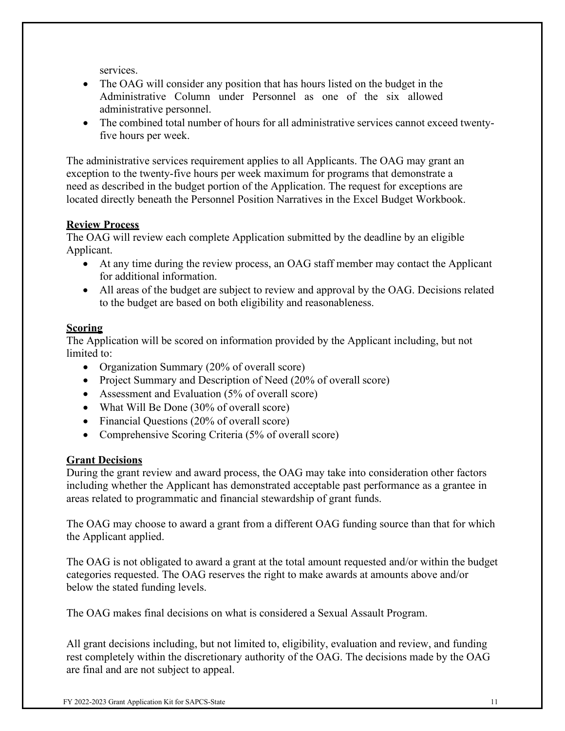services.

- The OAG will consider any position that has hours listed on the budget in the Administrative Column under Personnel as one of the six allowed administrative personnel.
- The combined total number of hours for all administrative services cannot exceed twenty-five hours per week.

The administrative services requirement applies to all Applicants. The OAG may grant an exception to the twenty-five hours per week maximum for programs that demonstrate a need as described in the budget portion of the Application. The request for exceptions are located directly beneath the Personnel Position Narratives in the Excel Budget Workbook.

## Review Process

The OAG will review each complete Application submitted by the deadline by an eligible Applicant.

- At any time during the review process, an OAG staff member may contact the Applicant for additional information.
- All areas of the budget are subject to review and approval by the OAG. Decisions related to the budget are based on both eligibility and reasonableness.

## Scoring

The Application will be scored on information provided by the Applicant including, but not limited to:

- Organization Summary (20% of overall score)
- Project Summary and Description of Need (20% of overall score)
- Assessment and Evaluation (5% of overall score)
- What Will Be Done (30% of overall score)
- Financial Questions (20% of overall score)
- Comprehensive Scoring Criteria (5% of overall score)

## Grant Decisions

During the grant review and award process, the OAG may take into consideration other factors including whether the Applicant has demonstrated acceptable past performance as a grantee in areas related to programmatic and financial stewardship of grant funds.

The OAG may choose to award a grant from a different OAG funding source than that for which the Applicant applied.

The OAG is not obligated to award a grant at the total amount requested and/or within the budget categories requested. The OAG reserves the right to make awards at amounts above and/or below the stated funding levels.

The OAG makes final decisions on what is considered a Sexual Assault Program.

All grant decisions including, but not limited to, eligibility, evaluation and review, and funding rest completely within the discretionary authority of the OAG. The decisions made by the OAG are final and are not subject to appeal.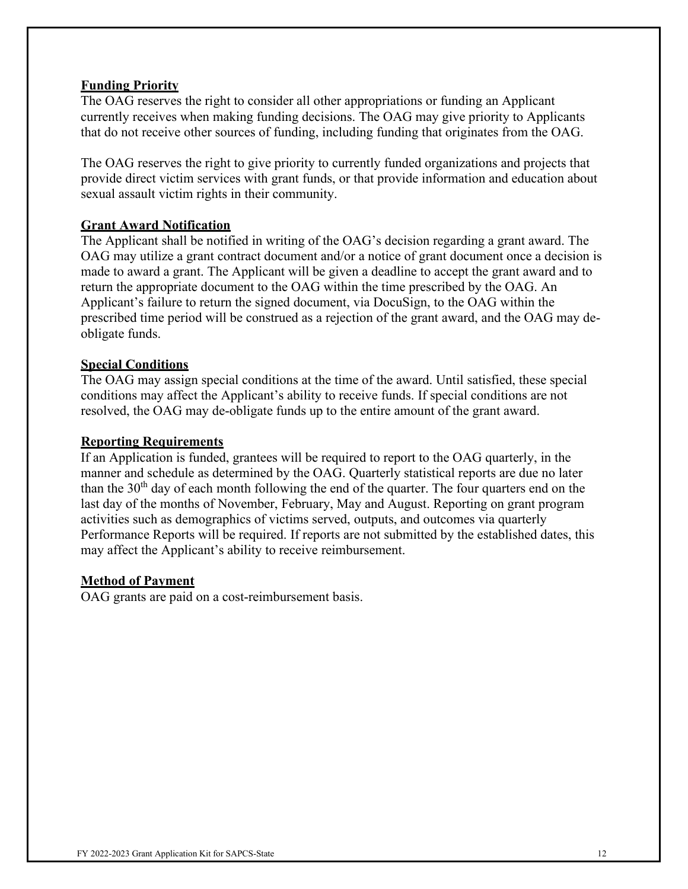**Funding Priority**

The OAG reserves the right to consider all other appropriations or funding an Applicant currently receives when making funding decisions. The OAG may give priority to Applicants that do not receive other sources of funding, including funding that originates from the OAG.

The OAG reserves the right to give priority to currently funded organizations and projects that provide direct victim services with grant funds, or that provide information and education about sexual assault victim rights in their community.

**Grant Award Notification**

The Applicant shall be notified in writing of the OAG's decision regarding a grant award. The OAG may utilize a grant contract document and/or a notice of grant document once a decision is made to award a grant. The Applicant will be given a deadline to accept the grant award and to return the appropriate document to the OAG within the time prescribed by the OAG. An Applicant's failure to return the signed document, via DocuSign, to the OAG within the prescribed time period will be construed as a rejection of the grant award, and the OAG may de-obligate funds.

**Special Conditions**

The OAG may assign special conditions at the time of the award. Until satisfied, these special conditions may affect the Applicant's ability to receive funds. If special conditions are not resolved, the OAG may de-obligate funds up to the entire amount of the grant award.

**Reporting Requirements**

If an Application is funded, grantees will be required to report to the OAG quarterly, in the manner and schedule as determined by the OAG. Quarterly statistical reports are due no later than the 30th day of each month following the end of the quarter. The four quarters end on the last day of the months of November, February, May and August. Reporting on grant program activities such as demographics of victims served, outputs, and outcomes via quarterly Performance Reports will be required. If reports are not submitted by the established dates, this may affect the Applicant's ability to receive reimbursement.

**Method of Payment**

OAG grants are paid on a cost-reimbursement basis.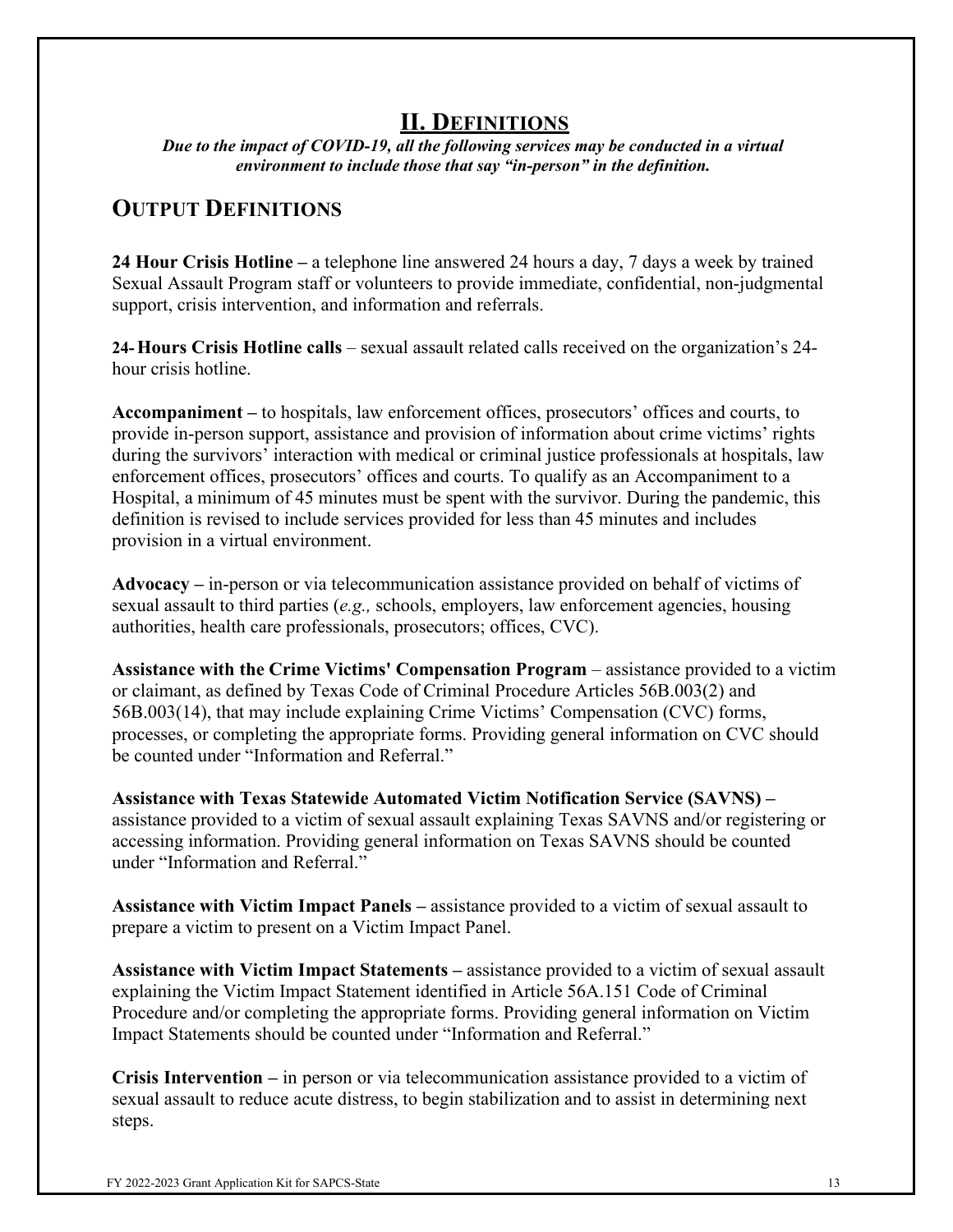## II. Definitions

***Due to the impact of COVID-19, all the following services may be conducted in a virtual environment to include those that say "in-person" in the definition.***

### Output Definitions

**24 Hour Crisis Hotline –** a telephone line answered 24 hours a day, 7 days a week by trained Sexual Assault Program staff or volunteers to provide immediate, confidential, non-judgmental support, crisis intervention, and information and referrals.

**24- Hours Crisis Hotline calls** – sexual assault related calls received on the organization's 24-hour crisis hotline.

**Accompaniment –** to hospitals, law enforcement offices, prosecutors' offices and courts, to provide in-person support, assistance and provision of information about crime victims' rights during the survivors' interaction with medical or criminal justice professionals at hospitals, law enforcement offices, prosecutors' offices and courts. To qualify as an Accompaniment to a Hospital, a minimum of 45 minutes must be spent with the survivor. During the pandemic, this definition is revised to include services provided for less than 45 minutes and includes provision in a virtual environment.

**Advocacy –** in-person or via telecommunication assistance provided on behalf of victims of sexual assault to third parties (*e.g.,* schools, employers, law enforcement agencies, housing authorities, health care professionals, prosecutors; offices, CVC).

**Assistance with the Crime Victims' Compensation Program** – assistance provided to a victim or claimant, as defined by Texas Code of Criminal Procedure Articles 56B.003(2) and 56B.003(14), that may include explaining Crime Victims' Compensation (CVC) forms, processes, or completing the appropriate forms. Providing general information on CVC should be counted under "Information and Referral."

**Assistance with Texas Statewide Automated Victim Notification Service (SAVNS) –** assistance provided to a victim of sexual assault explaining Texas SAVNS and/or registering or accessing information. Providing general information on Texas SAVNS should be counted under "Information and Referral."

**Assistance with Victim Impact Panels –** assistance provided to a victim of sexual assault to prepare a victim to present on a Victim Impact Panel.

**Assistance with Victim Impact Statements –** assistance provided to a victim of sexual assault explaining the Victim Impact Statement identified in Article 56A.151 Code of Criminal Procedure and/or completing the appropriate forms. Providing general information on Victim Impact Statements should be counted under "Information and Referral."

**Crisis Intervention –** in person or via telecommunication assistance provided to a victim of sexual assault to reduce acute distress, to begin stabilization and to assist in determining next steps.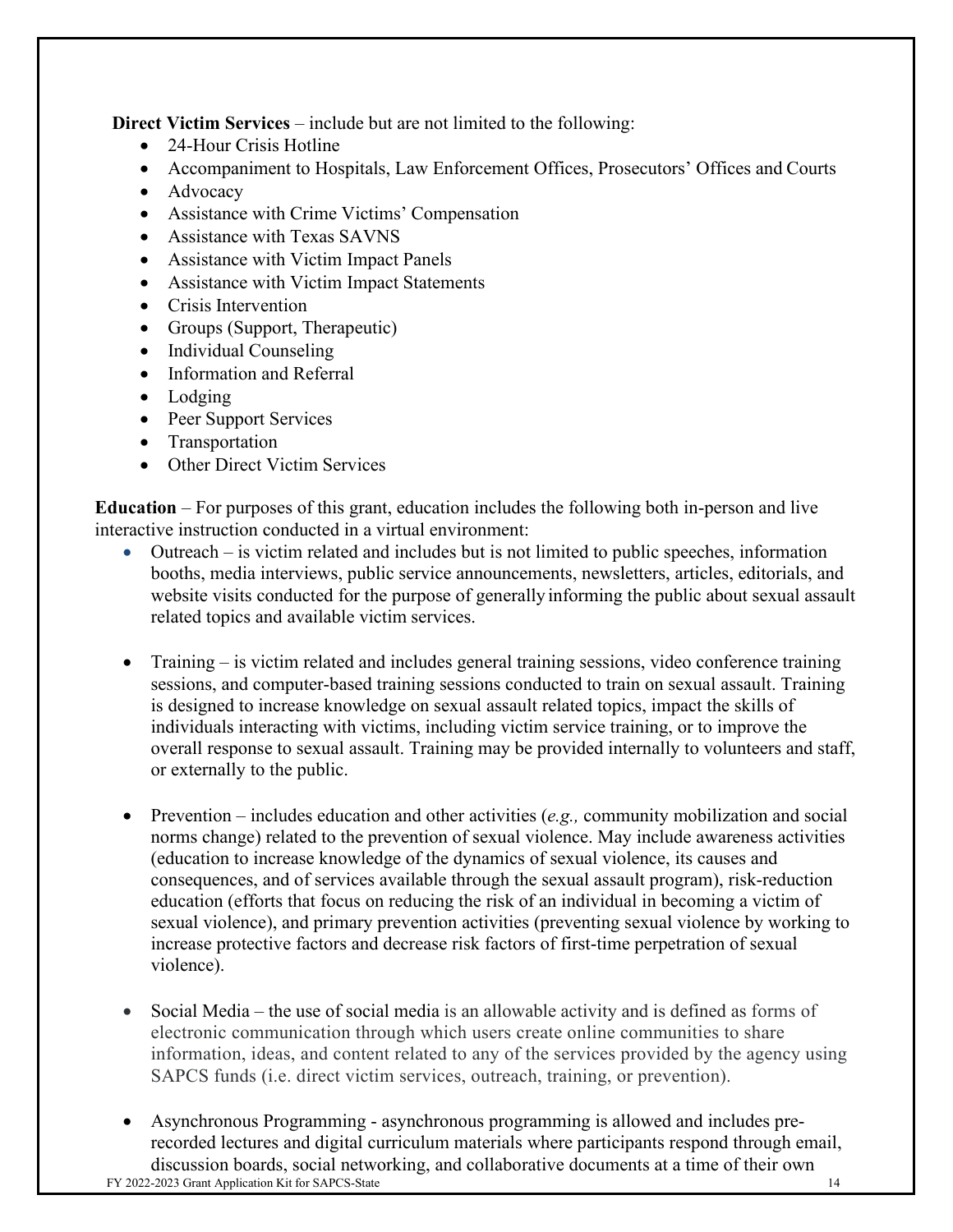**Direct Victim Services** – include but are not limited to the following:

- 24-Hour Crisis Hotline
- Accompaniment to Hospitals, Law Enforcement Offices, Prosecutors' Offices and Courts
- Advocacy
- Assistance with Crime Victims' Compensation
- Assistance with Texas SAVNS
- Assistance with Victim Impact Panels
- Assistance with Victim Impact Statements
- Crisis Intervention
- Groups (Support, Therapeutic)
- Individual Counseling
- Information and Referral
- Lodging
- Peer Support Services
- Transportation
- Other Direct Victim Services

**Education** – For purposes of this grant, education includes the following both in-person and live interactive instruction conducted in a virtual environment:

- Outreach – is victim related and includes but is not limited to public speeches, information booths, media interviews, public service announcements, newsletters, articles, editorials, and website visits conducted for the purpose of generally informing the public about sexual assault related topics and available victim services.

- Training – is victim related and includes general training sessions, video conference training sessions, and computer-based training sessions conducted to train on sexual assault. Training is designed to increase knowledge on sexual assault related topics, impact the skills of individuals interacting with victims, including victim service training, or to improve the overall response to sexual assault. Training may be provided internally to volunteers and staff, or externally to the public.

- Prevention – includes education and other activities (*e.g.,* community mobilization and social norms change) related to the prevention of sexual violence. May include awareness activities (education to increase knowledge of the dynamics of sexual violence, its causes and consequences, and of services available through the sexual assault program), risk-reduction education (efforts that focus on reducing the risk of an individual in becoming a victim of sexual violence), and primary prevention activities (preventing sexual violence by working to increase protective factors and decrease risk factors of first-time perpetration of sexual violence).

- Social Media – the use of social media is an allowable activity and is defined as forms of electronic communication through which users create online communities to share information, ideas, and content related to any of the services provided by the agency using SAPCS funds (i.e. direct victim services, outreach, training, or prevention).

- Asynchronous Programming - asynchronous programming is allowed and includes pre-recorded lectures and digital curriculum materials where participants respond through email, discussion boards, social networking, and collaborative documents at a time of their own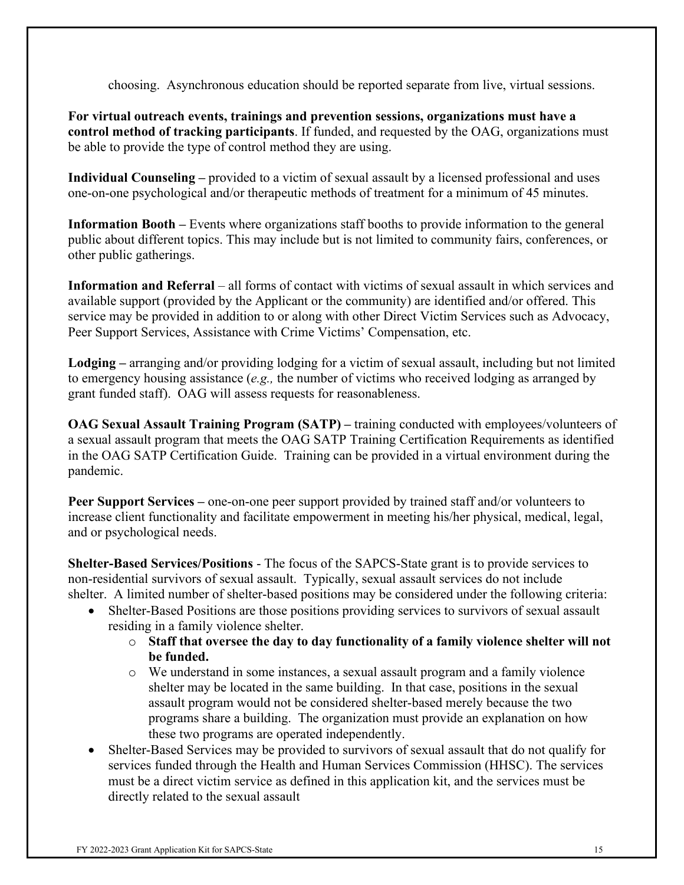choosing. Asynchronous education should be reported separate from live, virtual sessions.

**For virtual outreach events, trainings and prevention sessions, organizations must have a control method of tracking participants**. If funded, and requested by the OAG, organizations must be able to provide the type of control method they are using.

**Individual Counseling –** provided to a victim of sexual assault by a licensed professional and uses one-on-one psychological and/or therapeutic methods of treatment for a minimum of 45 minutes.

**Information Booth –** Events where organizations staff booths to provide information to the general public about different topics. This may include but is not limited to community fairs, conferences, or other public gatherings.

**Information and Referral** – all forms of contact with victims of sexual assault in which services and available support (provided by the Applicant or the community) are identified and/or offered. This service may be provided in addition to or along with other Direct Victim Services such as Advocacy, Peer Support Services, Assistance with Crime Victims' Compensation, etc.

**Lodging –** arranging and/or providing lodging for a victim of sexual assault, including but not limited to emergency housing assistance (*e.g.,* the number of victims who received lodging as arranged by grant funded staff). OAG will assess requests for reasonableness.

**OAG Sexual Assault Training Program (SATP) –** training conducted with employees/volunteers of a sexual assault program that meets the OAG SATP Training Certification Requirements as identified in the OAG SATP Certification Guide. Training can be provided in a virtual environment during the pandemic.

**Peer Support Services –** one-on-one peer support provided by trained staff and/or volunteers to increase client functionality and facilitate empowerment in meeting his/her physical, medical, legal, and or psychological needs.

**Shelter-Based Services/Positions** - The focus of the SAPCS-State grant is to provide services to non-residential survivors of sexual assault. Typically, sexual assault services do not include shelter. A limited number of shelter-based positions may be considered under the following criteria:

- Shelter-Based Positions are those positions providing services to survivors of sexual assault residing in a family violence shelter.
  - **Staff that oversee the day to day functionality of a family violence shelter will not be funded.**
  - We understand in some instances, a sexual assault program and a family violence shelter may be located in the same building. In that case, positions in the sexual assault program would not be considered shelter-based merely because the two programs share a building. The organization must provide an explanation on how these two programs are operated independently.
- Shelter-Based Services may be provided to survivors of sexual assault that do not qualify for services funded through the Health and Human Services Commission (HHSC). The services must be a direct victim service as defined in this application kit, and the services must be directly related to the sexual assault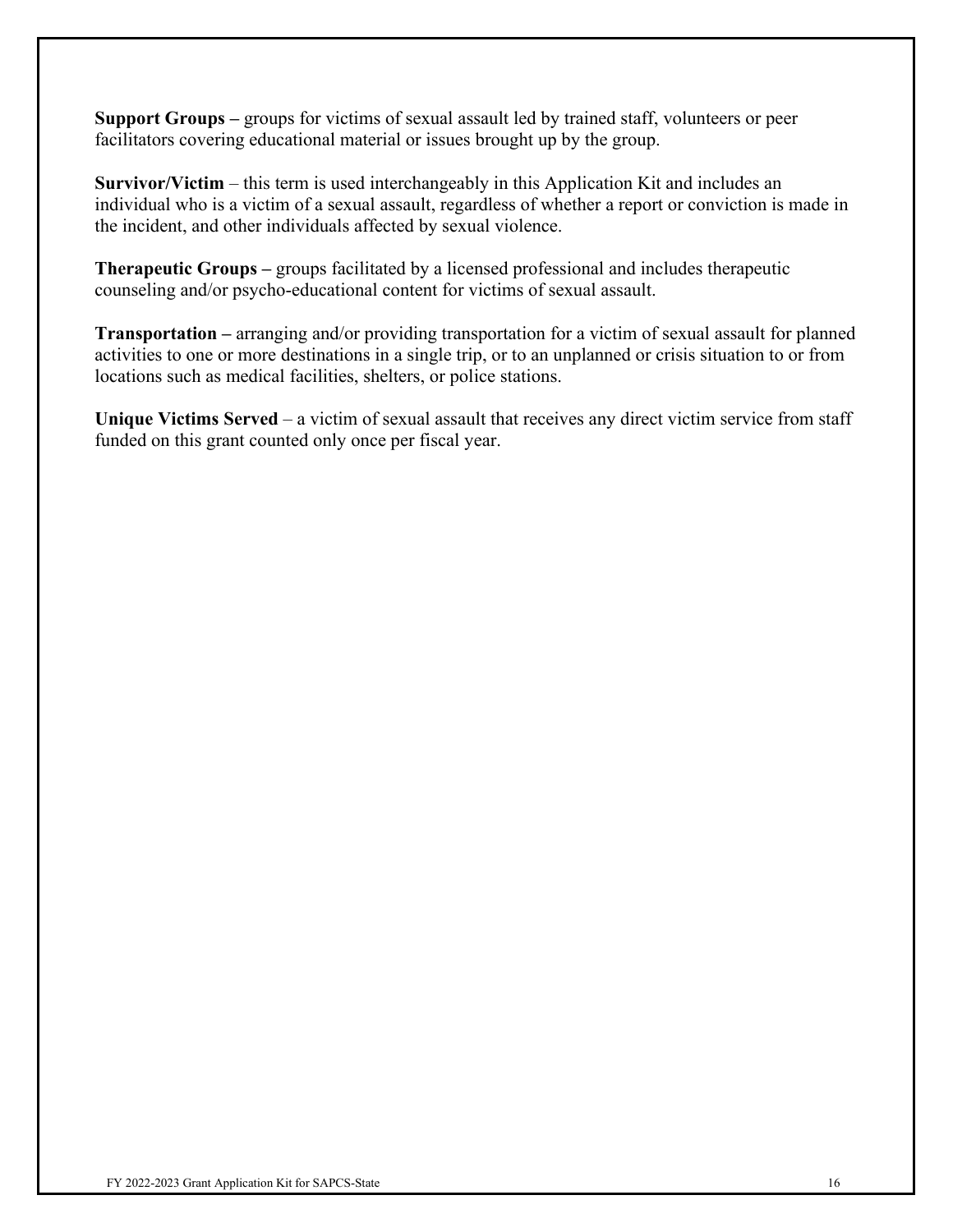**Support Groups –** groups for victims of sexual assault led by trained staff, volunteers or peer facilitators covering educational material or issues brought up by the group.

**Survivor/Victim** – this term is used interchangeably in this Application Kit and includes an individual who is a victim of a sexual assault, regardless of whether a report or conviction is made in the incident, and other individuals affected by sexual violence.

**Therapeutic Groups –** groups facilitated by a licensed professional and includes therapeutic counseling and/or psycho-educational content for victims of sexual assault.

**Transportation –** arranging and/or providing transportation for a victim of sexual assault for planned activities to one or more destinations in a single trip, or to an unplanned or crisis situation to or from locations such as medical facilities, shelters, or police stations.

**Unique Victims Served** – a victim of sexual assault that receives any direct victim service from staff funded on this grant counted only once per fiscal year.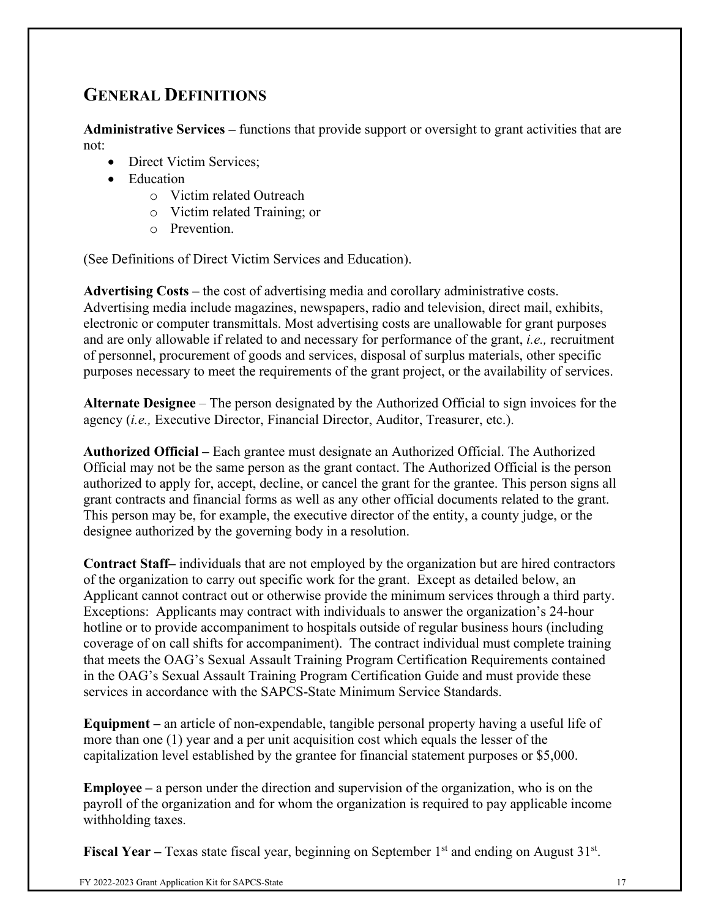## General Definitions

**Administrative Services –** functions that provide support or oversight to grant activities that are not:

- Direct Victim Services;
- Education
  - Victim related Outreach
  - Victim related Training; or
  - Prevention.

(See Definitions of Direct Victim Services and Education).

**Advertising Costs –** the cost of advertising media and corollary administrative costs. Advertising media include magazines, newspapers, radio and television, direct mail, exhibits, electronic or computer transmittals. Most advertising costs are unallowable for grant purposes and are only allowable if related to and necessary for performance of the grant, *i.e.,* recruitment of personnel, procurement of goods and services, disposal of surplus materials, other specific purposes necessary to meet the requirements of the grant project, or the availability of services.

**Alternate Designee** – The person designated by the Authorized Official to sign invoices for the agency (*i.e.,* Executive Director, Financial Director, Auditor, Treasurer, etc.).

**Authorized Official –** Each grantee must designate an Authorized Official. The Authorized Official may not be the same person as the grant contact. The Authorized Official is the person authorized to apply for, accept, decline, or cancel the grant for the grantee. This person signs all grant contracts and financial forms as well as any other official documents related to the grant. This person may be, for example, the executive director of the entity, a county judge, or the designee authorized by the governing body in a resolution.

**Contract Staff–** individuals that are not employed by the organization but are hired contractors of the organization to carry out specific work for the grant. Except as detailed below, an Applicant cannot contract out or otherwise provide the minimum services through a third party. Exceptions: Applicants may contract with individuals to answer the organization's 24-hour hotline or to provide accompaniment to hospitals outside of regular business hours (including coverage of on call shifts for accompaniment). The contract individual must complete training that meets the OAG's Sexual Assault Training Program Certification Requirements contained in the OAG's Sexual Assault Training Program Certification Guide and must provide these services in accordance with the SAPCS-State Minimum Service Standards.

**Equipment –** an article of non-expendable, tangible personal property having a useful life of more than one (1) year and a per unit acquisition cost which equals the lesser of the capitalization level established by the grantee for financial statement purposes or $5,000.

**Employee –** a person under the direction and supervision of the organization, who is on the payroll of the organization and for whom the organization is required to pay applicable income withholding taxes.

**Fiscal Year –** Texas state fiscal year, beginning on September 1st and ending on August 31st.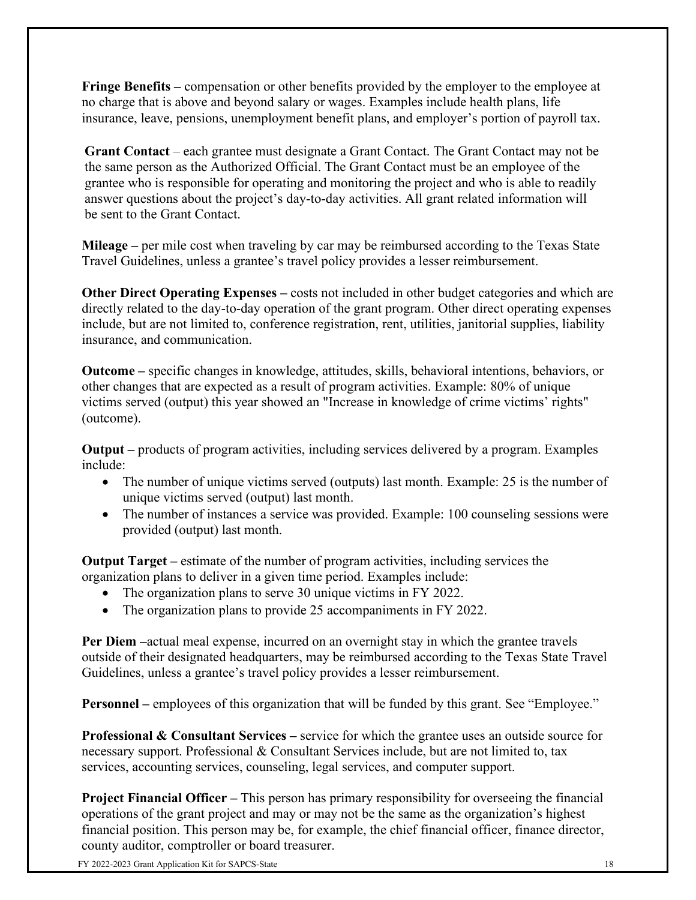**Fringe Benefits –** compensation or other benefits provided by the employer to the employee at no charge that is above and beyond salary or wages. Examples include health plans, life insurance, leave, pensions, unemployment benefit plans, and employer's portion of payroll tax.

**Grant Contact** – each grantee must designate a Grant Contact. The Grant Contact may not be the same person as the Authorized Official. The Grant Contact must be an employee of the grantee who is responsible for operating and monitoring the project and who is able to readily answer questions about the project's day-to-day activities. All grant related information will be sent to the Grant Contact.

**Mileage –** per mile cost when traveling by car may be reimbursed according to the Texas State Travel Guidelines, unless a grantee's travel policy provides a lesser reimbursement.

**Other Direct Operating Expenses –** costs not included in other budget categories and which are directly related to the day-to-day operation of the grant program. Other direct operating expenses include, but are not limited to, conference registration, rent, utilities, janitorial supplies, liability insurance, and communication.

**Outcome –** specific changes in knowledge, attitudes, skills, behavioral intentions, behaviors, or other changes that are expected as a result of program activities. Example: 80% of unique victims served (output) this year showed an "Increase in knowledge of crime victims' rights" (outcome).

**Output –** products of program activities, including services delivered by a program. Examples include:

- The number of unique victims served (outputs) last month. Example: 25 is the number of unique victims served (output) last month.
- The number of instances a service was provided. Example: 100 counseling sessions were provided (output) last month.

**Output Target –** estimate of the number of program activities, including services the organization plans to deliver in a given time period. Examples include:

- The organization plans to serve 30 unique victims in FY 2022.
- The organization plans to provide 25 accompaniments in FY 2022.

**Per Diem –**actual meal expense, incurred on an overnight stay in which the grantee travels outside of their designated headquarters, may be reimbursed according to the Texas State Travel Guidelines, unless a grantee's travel policy provides a lesser reimbursement.

**Personnel –** employees of this organization that will be funded by this grant. See "Employee."

**Professional & Consultant Services –** service for which the grantee uses an outside source for necessary support. Professional & Consultant Services include, but are not limited to, tax services, accounting services, counseling, legal services, and computer support.

**Project Financial Officer –** This person has primary responsibility for overseeing the financial operations of the grant project and may or may not be the same as the organization's highest financial position. This person may be, for example, the chief financial officer, finance director, county auditor, comptroller or board treasurer.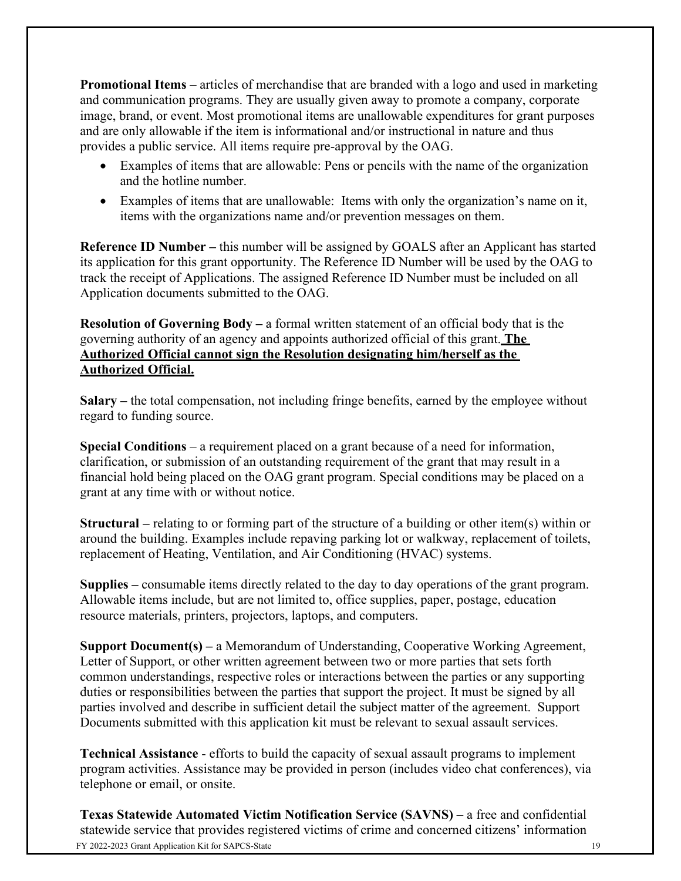**Promotional Items** – articles of merchandise that are branded with a logo and used in marketing and communication programs. They are usually given away to promote a company, corporate image, brand, or event. Most promotional items are unallowable expenditures for grant purposes and are only allowable if the item is informational and/or instructional in nature and thus provides a public service. All items require pre-approval by the OAG.

- Examples of items that are allowable: Pens or pencils with the name of the organization and the hotline number.
- Examples of items that are unallowable: Items with only the organization's name on it, items with the organizations name and/or prevention messages on them.

**Reference ID Number –** this number will be assigned by GOALS after an Applicant has started its application for this grant opportunity. The Reference ID Number will be used by the OAG to track the receipt of Applications. The assigned Reference ID Number must be included on all Application documents submitted to the OAG.

**Resolution of Governing Body –** a formal written statement of an official body that is the governing authority of an agency and appoints authorized official of this grant. **The Authorized Official cannot sign the Resolution designating him/herself as the Authorized Official.**

**Salary –** the total compensation, not including fringe benefits, earned by the employee without regard to funding source.

**Special Conditions** – a requirement placed on a grant because of a need for information, clarification, or submission of an outstanding requirement of the grant that may result in a financial hold being placed on the OAG grant program. Special conditions may be placed on a grant at any time with or without notice.

**Structural –** relating to or forming part of the structure of a building or other item(s) within or around the building. Examples include repaving parking lot or walkway, replacement of toilets, replacement of Heating, Ventilation, and Air Conditioning (HVAC) systems.

**Supplies –** consumable items directly related to the day to day operations of the grant program. Allowable items include, but are not limited to, office supplies, paper, postage, education resource materials, printers, projectors, laptops, and computers.

**Support Document(s) –** a Memorandum of Understanding, Cooperative Working Agreement, Letter of Support, or other written agreement between two or more parties that sets forth common understandings, respective roles or interactions between the parties or any supporting duties or responsibilities between the parties that support the project. It must be signed by all parties involved and describe in sufficient detail the subject matter of the agreement. Support Documents submitted with this application kit must be relevant to sexual assault services.

**Technical Assistance** - efforts to build the capacity of sexual assault programs to implement program activities. Assistance may be provided in person (includes video chat conferences), via telephone or email, or onsite.

**Texas Statewide Automated Victim Notification Service (SAVNS)** – a free and confidential statewide service that provides registered victims of crime and concerned citizens' information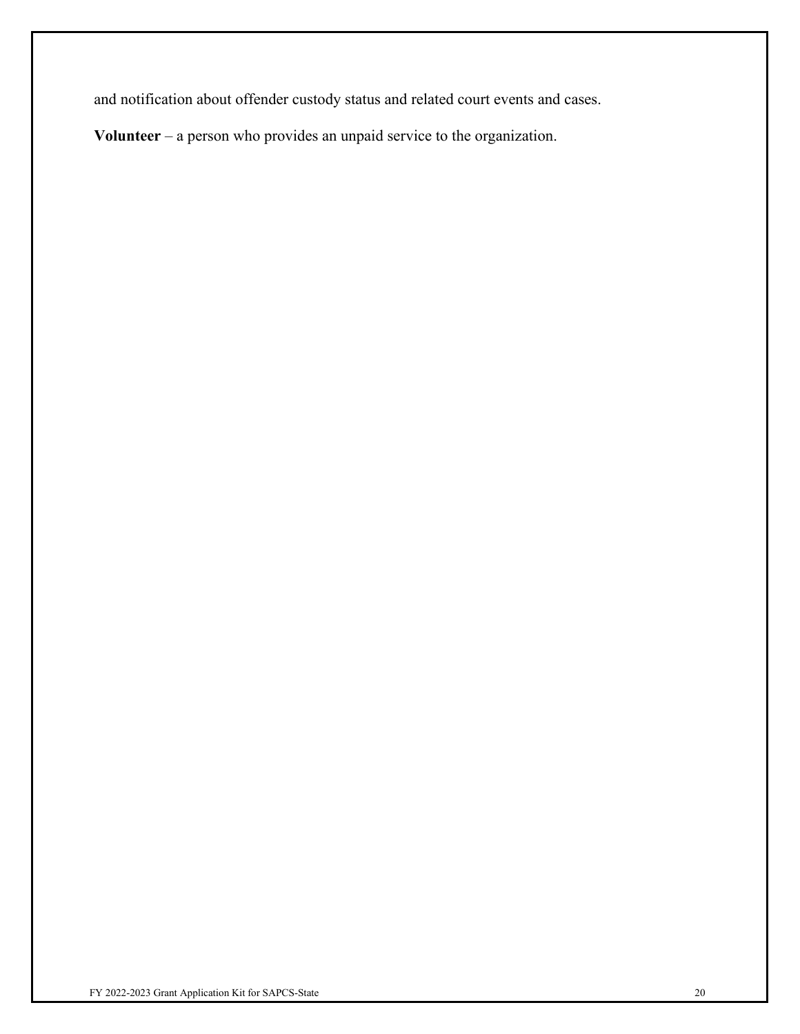and notification about offender custody status and related court events and cases.

**Volunteer** – a person who provides an unpaid service to the organization.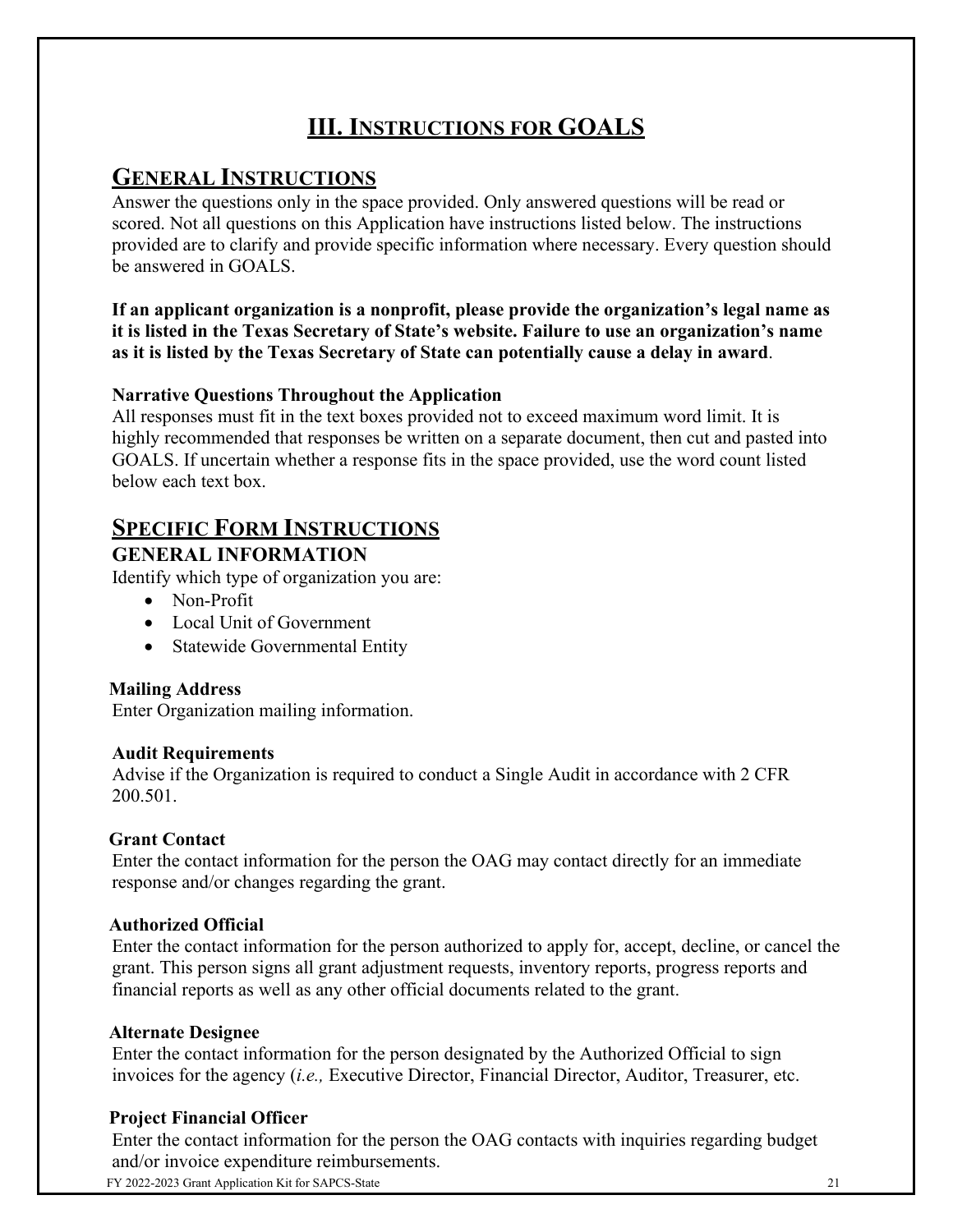# III. Instructions for GOALS

## General Instructions

Answer the questions only in the space provided. Only answered questions will be read or scored. Not all questions on this Application have instructions listed below. The instructions provided are to clarify and provide specific information where necessary. Every question should be answered in GOALS.

**If an applicant organization is a nonprofit, please provide the organization's legal name as it is listed in the Texas Secretary of State's website. Failure to use an organization's name as it is listed by the Texas Secretary of State can potentially cause a delay in award**.

**Narrative Questions Throughout the Application**

All responses must fit in the text boxes provided not to exceed maximum word limit. It is highly recommended that responses be written on a separate document, then cut and pasted into GOALS. If uncertain whether a response fits in the space provided, use the word count listed below each text box.

## Specific Form Instructions

### GENERAL INFORMATION

Identify which type of organization you are:

- Non-Profit
- Local Unit of Government
- Statewide Governmental Entity

**Mailing Address**

Enter Organization mailing information.

**Audit Requirements**

Advise if the Organization is required to conduct a Single Audit in accordance with 2 CFR 200.501.

**Grant Contact**

Enter the contact information for the person the OAG may contact directly for an immediate response and/or changes regarding the grant.

**Authorized Official**

Enter the contact information for the person authorized to apply for, accept, decline, or cancel the grant. This person signs all grant adjustment requests, inventory reports, progress reports and financial reports as well as any other official documents related to the grant.

**Alternate Designee**

Enter the contact information for the person designated by the Authorized Official to sign invoices for the agency (*i.e.,* Executive Director, Financial Director, Auditor, Treasurer, etc.

**Project Financial Officer**

Enter the contact information for the person the OAG contacts with inquiries regarding budget and/or invoice expenditure reimbursements.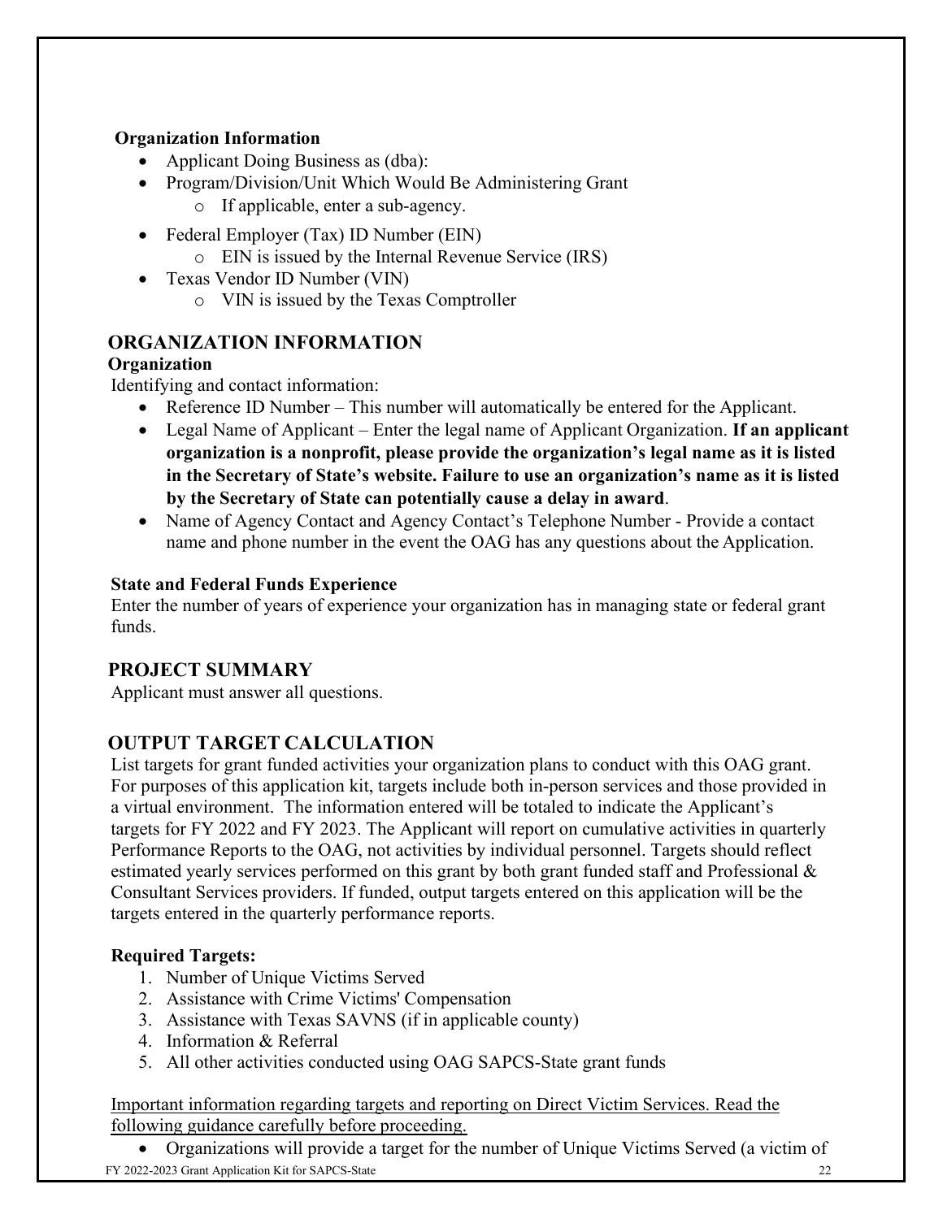**Organization Information**

- Applicant Doing Business as (dba):
- Program/Division/Unit Which Would Be Administering Grant
  - If applicable, enter a sub-agency.
- Federal Employer (Tax) ID Number (EIN)
  - EIN is issued by the Internal Revenue Service (IRS)
- Texas Vendor ID Number (VIN)
  - VIN is issued by the Texas Comptroller

## ORGANIZATION INFORMATION

**Organization**

Identifying and contact information:

- Reference ID Number – This number will automatically be entered for the Applicant.
- Legal Name of Applicant – Enter the legal name of Applicant Organization. **If an applicant organization is a nonprofit, please provide the organization's legal name as it is listed in the Secretary of State's website. Failure to use an organization's name as it is listed by the Secretary of State can potentially cause a delay in award**.
- Name of Agency Contact and Agency Contact's Telephone Number - Provide a contact name and phone number in the event the OAG has any questions about the Application.

**State and Federal Funds Experience**

Enter the number of years of experience your organization has in managing state or federal grant funds.

## PROJECT SUMMARY

Applicant must answer all questions.

## OUTPUT TARGET CALCULATION

List targets for grant funded activities your organization plans to conduct with this OAG grant. For purposes of this application kit, targets include both in-person services and those provided in a virtual environment. The information entered will be totaled to indicate the Applicant's targets for FY 2022 and FY 2023. The Applicant will report on cumulative activities in quarterly Performance Reports to the OAG, not activities by individual personnel. Targets should reflect estimated yearly services performed on this grant by both grant funded staff and Professional & Consultant Services providers. If funded, output targets entered on this application will be the targets entered in the quarterly performance reports.

**Required Targets:**

1. Number of Unique Victims Served
2. Assistance with Crime Victims' Compensation
3. Assistance with Texas SAVNS (if in applicable county)
4. Information & Referral
5. All other activities conducted using OAG SAPCS-State grant funds

<u>Important information regarding targets and reporting on Direct Victim Services. Read the following guidance carefully before proceeding.</u>

- Organizations will provide a target for the number of Unique Victims Served (a victim of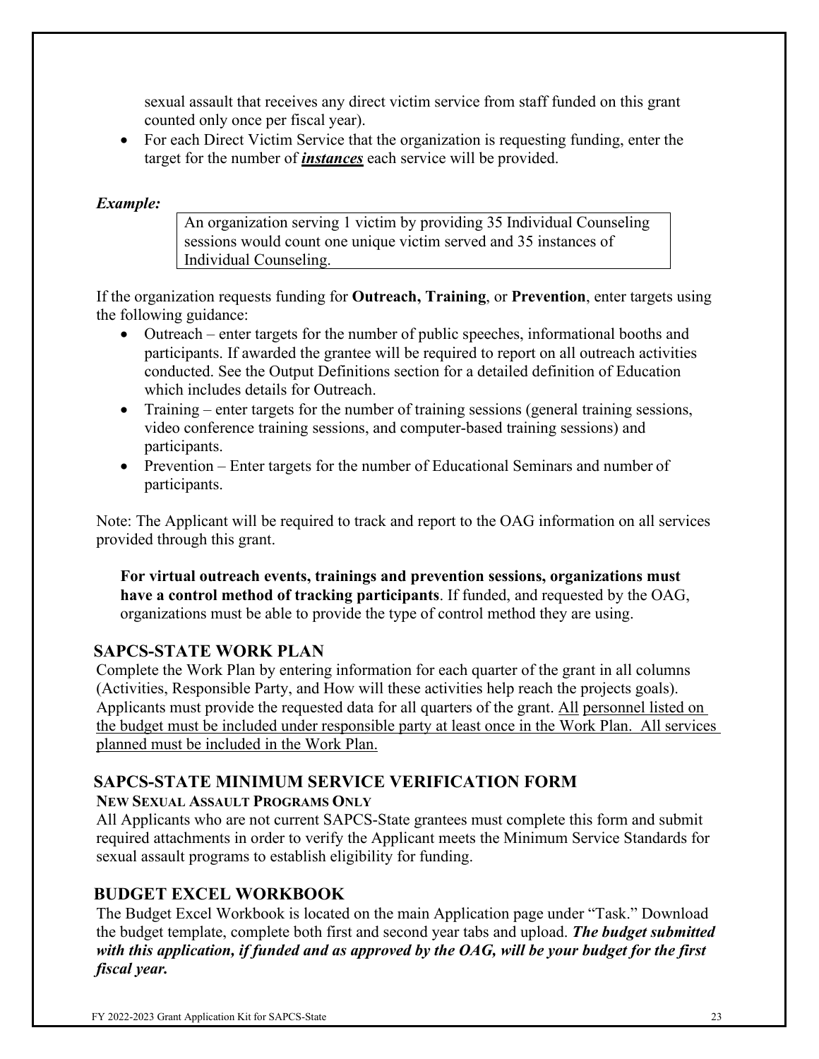sexual assault that receives any direct victim service from staff funded on this grant counted only once per fiscal year).

- For each Direct Victim Service that the organization is requesting funding, enter the target for the number of ***instances*** each service will be provided.

***Example:***

> An organization serving 1 victim by providing 35 Individual Counseling sessions would count one unique victim served and 35 instances of Individual Counseling.

If the organization requests funding for **Outreach, Training**, or **Prevention**, enter targets using the following guidance:

- Outreach – enter targets for the number of public speeches, informational booths and participants. If awarded the grantee will be required to report on all outreach activities conducted. See the Output Definitions section for a detailed definition of Education which includes details for Outreach.
- Training – enter targets for the number of training sessions (general training sessions, video conference training sessions, and computer-based training sessions) and participants.
- Prevention – Enter targets for the number of Educational Seminars and number of participants.

Note: The Applicant will be required to track and report to the OAG information on all services provided through this grant.

**For virtual outreach events, trainings and prevention sessions, organizations must have a control method of tracking participants**. If funded, and requested by the OAG, organizations must be able to provide the type of control method they are using.

## SAPCS-STATE WORK PLAN

Complete the Work Plan by entering information for each quarter of the grant in all columns (Activities, Responsible Party, and How will these activities help reach the projects goals). Applicants must provide the requested data for all quarters of the grant. All personnel listed on the budget must be included under responsible party at least once in the Work Plan. All services planned must be included in the Work Plan.

## SAPCS-STATE MINIMUM SERVICE VERIFICATION FORM

### NEW SEXUAL ASSAULT PROGRAMS ONLY

All Applicants who are not current SAPCS-State grantees must complete this form and submit required attachments in order to verify the Applicant meets the Minimum Service Standards for sexual assault programs to establish eligibility for funding.

## BUDGET EXCEL WORKBOOK

The Budget Excel Workbook is located on the main Application page under "Task." Download the budget template, complete both first and second year tabs and upload. ***The budget submitted with this application, if funded and as approved by the OAG, will be your budget for the first fiscal year.***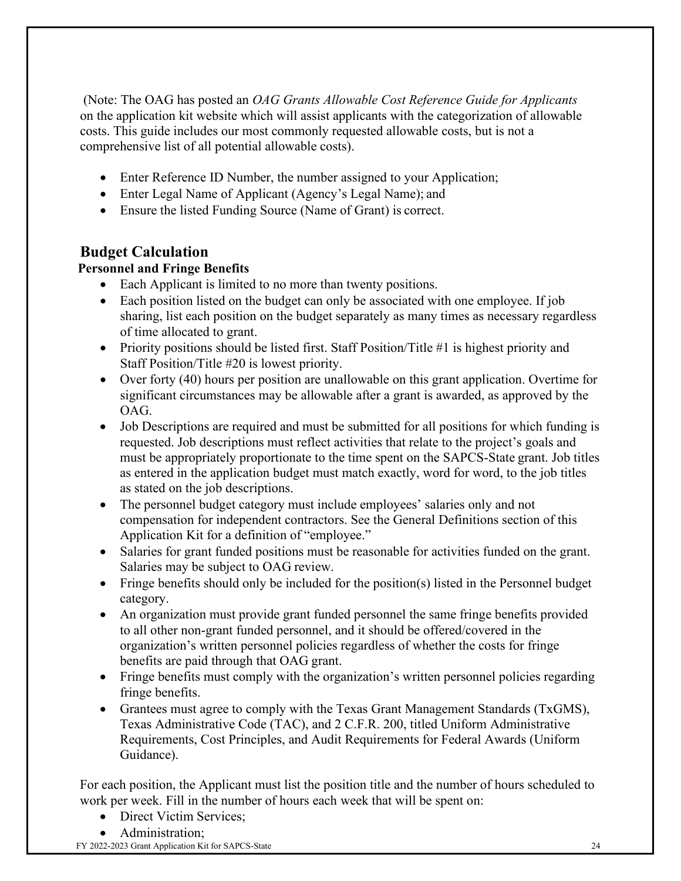(Note: The OAG has posted an *OAG Grants Allowable Cost Reference Guide for Applicants* on the application kit website which will assist applicants with the categorization of allowable costs. This guide includes our most commonly requested allowable costs, but is not a comprehensive list of all potential allowable costs).

- Enter Reference ID Number, the number assigned to your Application;
- Enter Legal Name of Applicant (Agency's Legal Name); and
- Ensure the listed Funding Source (Name of Grant) is correct.

## Budget Calculation

### Personnel and Fringe Benefits

- Each Applicant is limited to no more than twenty positions.
- Each position listed on the budget can only be associated with one employee. If job sharing, list each position on the budget separately as many times as necessary regardless of time allocated to grant.
- Priority positions should be listed first. Staff Position/Title #1 is highest priority and Staff Position/Title #20 is lowest priority.
- Over forty (40) hours per position are unallowable on this grant application. Overtime for significant circumstances may be allowable after a grant is awarded, as approved by the OAG.
- Job Descriptions are required and must be submitted for all positions for which funding is requested. Job descriptions must reflect activities that relate to the project's goals and must be appropriately proportionate to the time spent on the SAPCS-State grant. Job titles as entered in the application budget must match exactly, word for word, to the job titles as stated on the job descriptions.
- The personnel budget category must include employees' salaries only and not compensation for independent contractors. See the General Definitions section of this Application Kit for a definition of "employee."
- Salaries for grant funded positions must be reasonable for activities funded on the grant. Salaries may be subject to OAG review.
- Fringe benefits should only be included for the position(s) listed in the Personnel budget category.
- An organization must provide grant funded personnel the same fringe benefits provided to all other non-grant funded personnel, and it should be offered/covered in the organization's written personnel policies regardless of whether the costs for fringe benefits are paid through that OAG grant.
- Fringe benefits must comply with the organization's written personnel policies regarding fringe benefits.
- Grantees must agree to comply with the Texas Grant Management Standards (TxGMS), Texas Administrative Code (TAC), and 2 C.F.R. 200, titled Uniform Administrative Requirements, Cost Principles, and Audit Requirements for Federal Awards (Uniform Guidance).

For each position, the Applicant must list the position title and the number of hours scheduled to work per week. Fill in the number of hours each week that will be spent on:

- Direct Victim Services;
- Administration;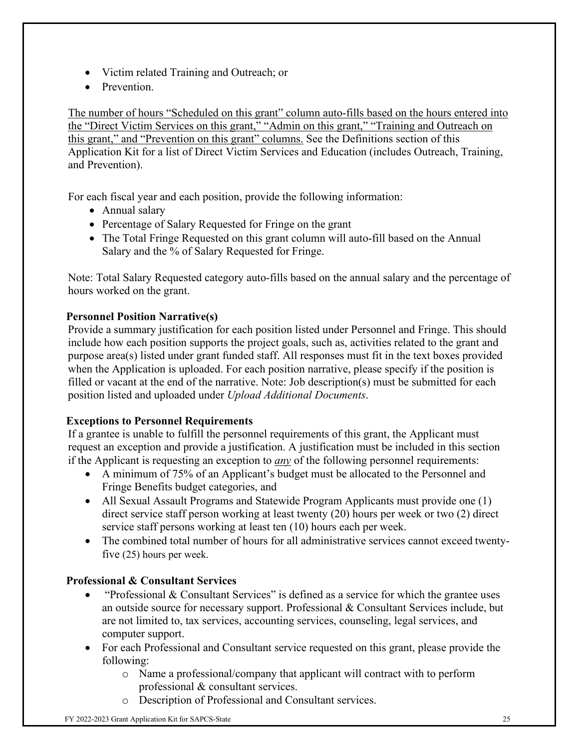- Victim related Training and Outreach; or
- Prevention.

The number of hours "Scheduled on this grant" column auto-fills based on the hours entered into the "Direct Victim Services on this grant," "Admin on this grant," "Training and Outreach on this grant," and "Prevention on this grant" columns. See the Definitions section of this Application Kit for a list of Direct Victim Services and Education (includes Outreach, Training, and Prevention).

For each fiscal year and each position, provide the following information:

- Annual salary
- Percentage of Salary Requested for Fringe on the grant
- The Total Fringe Requested on this grant column will auto-fill based on the Annual Salary and the % of Salary Requested for Fringe.

Note: Total Salary Requested category auto-fills based on the annual salary and the percentage of hours worked on the grant.

**Personnel Position Narrative(s)**

Provide a summary justification for each position listed under Personnel and Fringe. This should include how each position supports the project goals, such as, activities related to the grant and purpose area(s) listed under grant funded staff. All responses must fit in the text boxes provided when the Application is uploaded. For each position narrative, please specify if the position is filled or vacant at the end of the narrative. Note: Job description(s) must be submitted for each position listed and uploaded under *Upload Additional Documents*.

**Exceptions to Personnel Requirements**

If a grantee is unable to fulfill the personnel requirements of this grant, the Applicant must request an exception and provide a justification. A justification must be included in this section if the Applicant is requesting an exception to ***any*** of the following personnel requirements:

- A minimum of 75% of an Applicant's budget must be allocated to the Personnel and Fringe Benefits budget categories, and
- All Sexual Assault Programs and Statewide Program Applicants must provide one (1) direct service staff person working at least twenty (20) hours per week or two (2) direct service staff persons working at least ten (10) hours each per week.
- The combined total number of hours for all administrative services cannot exceed twenty-five (25) hours per week.

**Professional & Consultant Services**

- "Professional & Consultant Services" is defined as a service for which the grantee uses an outside source for necessary support. Professional & Consultant Services include, but are not limited to, tax services, accounting services, counseling, legal services, and computer support.
- For each Professional and Consultant service requested on this grant, please provide the following:
  - Name a professional/company that applicant will contract with to perform professional & consultant services.
  - Description of Professional and Consultant services.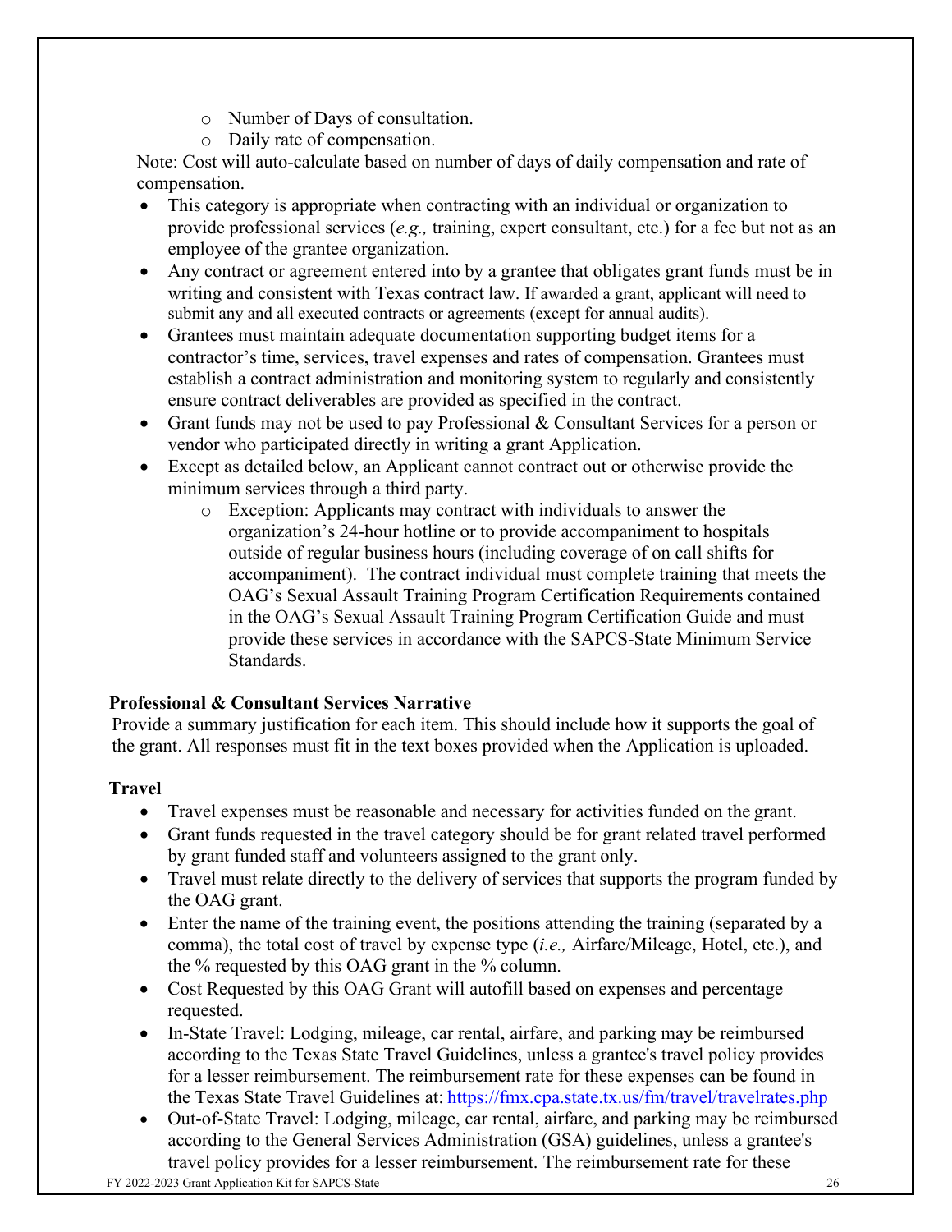- Number of Days of consultation.
- Daily rate of compensation.

Note: Cost will auto-calculate based on number of days of daily compensation and rate of compensation.

- This category is appropriate when contracting with an individual or organization to provide professional services (*e.g.,* training, expert consultant, etc.) for a fee but not as an employee of the grantee organization.
- Any contract or agreement entered into by a grantee that obligates grant funds must be in writing and consistent with Texas contract law. If awarded a grant, applicant will need to submit any and all executed contracts or agreements (except for annual audits).
- Grantees must maintain adequate documentation supporting budget items for a contractor's time, services, travel expenses and rates of compensation. Grantees must establish a contract administration and monitoring system to regularly and consistently ensure contract deliverables are provided as specified in the contract.
- Grant funds may not be used to pay Professional & Consultant Services for a person or vendor who participated directly in writing a grant Application.
- Except as detailed below, an Applicant cannot contract out or otherwise provide the minimum services through a third party.
  - Exception: Applicants may contract with individuals to answer the organization's 24-hour hotline or to provide accompaniment to hospitals outside of regular business hours (including coverage of on call shifts for accompaniment). The contract individual must complete training that meets the OAG's Sexual Assault Training Program Certification Requirements contained in the OAG's Sexual Assault Training Program Certification Guide and must provide these services in accordance with the SAPCS-State Minimum Service Standards.

**Professional & Consultant Services Narrative**

Provide a summary justification for each item. This should include how it supports the goal of the grant. All responses must fit in the text boxes provided when the Application is uploaded.

**Travel**

- Travel expenses must be reasonable and necessary for activities funded on the grant.
- Grant funds requested in the travel category should be for grant related travel performed by grant funded staff and volunteers assigned to the grant only.
- Travel must relate directly to the delivery of services that supports the program funded by the OAG grant.
- Enter the name of the training event, the positions attending the training (separated by a comma), the total cost of travel by expense type (*i.e.,* Airfare/Mileage, Hotel, etc.), and the % requested by this OAG grant in the % column.
- Cost Requested by this OAG Grant will autofill based on expenses and percentage requested.
- In-State Travel: Lodging, mileage, car rental, airfare, and parking may be reimbursed according to the Texas State Travel Guidelines, unless a grantee's travel policy provides for a lesser reimbursement. The reimbursement rate for these expenses can be found in the Texas State Travel Guidelines at: https://fmx.cpa.state.tx.us/fm/travel/travelrates.php
- Out-of-State Travel: Lodging, mileage, car rental, airfare, and parking may be reimbursed according to the General Services Administration (GSA) guidelines, unless a grantee's travel policy provides for a lesser reimbursement. The reimbursement rate for these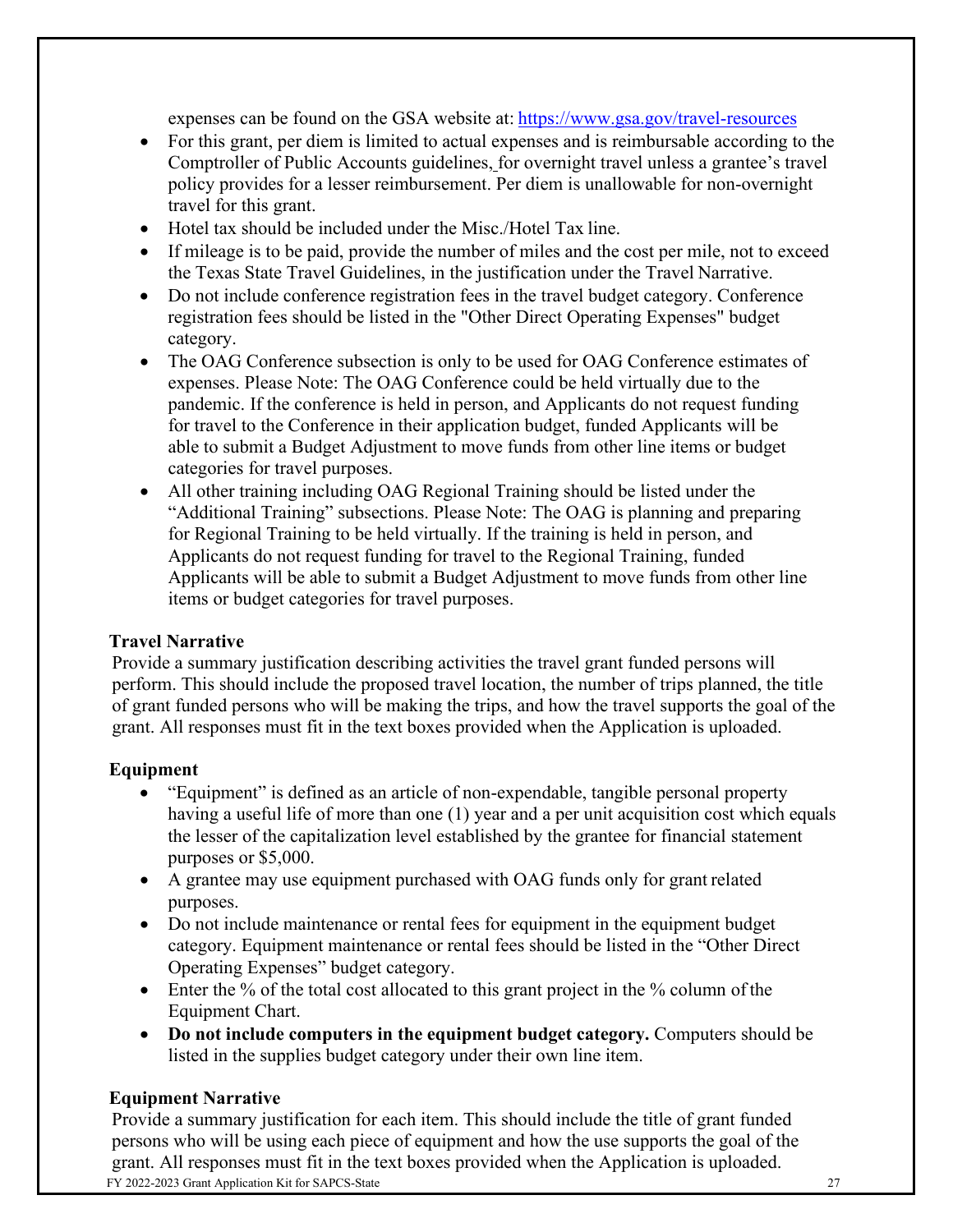expenses can be found on the GSA website at: https://www.gsa.gov/travel-resources

- For this grant, per diem is limited to actual expenses and is reimbursable according to the Comptroller of Public Accounts guidelines, for overnight travel unless a grantee's travel policy provides for a lesser reimbursement. Per diem is unallowable for non-overnight travel for this grant.
- Hotel tax should be included under the Misc./Hotel Tax line.
- If mileage is to be paid, provide the number of miles and the cost per mile, not to exceed the Texas State Travel Guidelines, in the justification under the Travel Narrative.
- Do not include conference registration fees in the travel budget category. Conference registration fees should be listed in the "Other Direct Operating Expenses" budget category.
- The OAG Conference subsection is only to be used for OAG Conference estimates of expenses. Please Note: The OAG Conference could be held virtually due to the pandemic. If the conference is held in person, and Applicants do not request funding for travel to the Conference in their application budget, funded Applicants will be able to submit a Budget Adjustment to move funds from other line items or budget categories for travel purposes.
- All other training including OAG Regional Training should be listed under the "Additional Training" subsections. Please Note: The OAG is planning and preparing for Regional Training to be held virtually. If the training is held in person, and Applicants do not request funding for travel to the Regional Training, funded Applicants will be able to submit a Budget Adjustment to move funds from other line items or budget categories for travel purposes.

**Travel Narrative**

Provide a summary justification describing activities the travel grant funded persons will perform. This should include the proposed travel location, the number of trips planned, the title of grant funded persons who will be making the trips, and how the travel supports the goal of the grant. All responses must fit in the text boxes provided when the Application is uploaded.

**Equipment**

- "Equipment" is defined as an article of non-expendable, tangible personal property having a useful life of more than one (1) year and a per unit acquisition cost which equals the lesser of the capitalization level established by the grantee for financial statement purposes or $5,000.
- A grantee may use equipment purchased with OAG funds only for grant related purposes.
- Do not include maintenance or rental fees for equipment in the equipment budget category. Equipment maintenance or rental fees should be listed in the "Other Direct Operating Expenses" budget category.
- Enter the % of the total cost allocated to this grant project in the % column of the Equipment Chart.
- **Do not include computers in the equipment budget category.** Computers should be listed in the supplies budget category under their own line item.

**Equipment Narrative**

Provide a summary justification for each item. This should include the title of grant funded persons who will be using each piece of equipment and how the use supports the goal of the grant. All responses must fit in the text boxes provided when the Application is uploaded.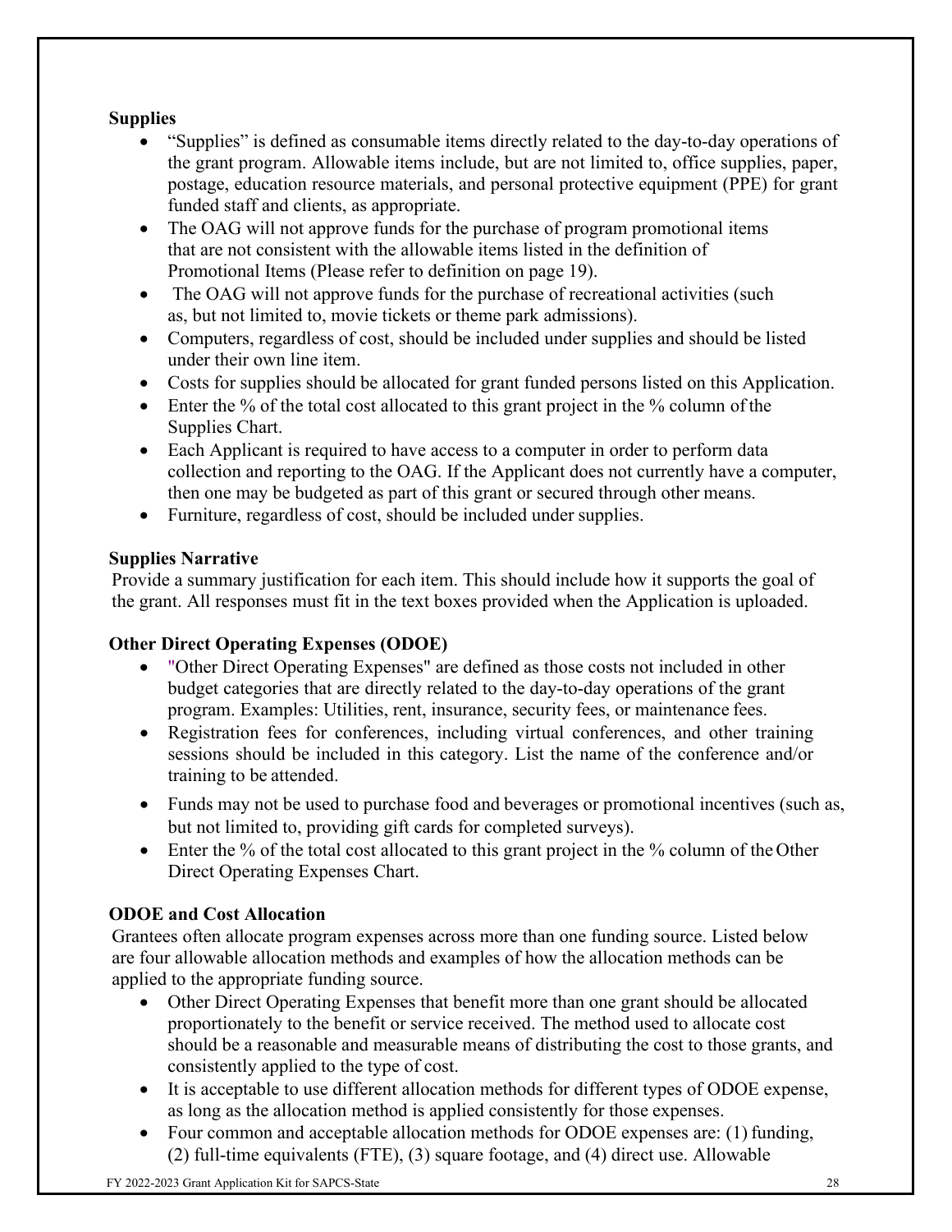### Supplies

- "Supplies" is defined as consumable items directly related to the day-to-day operations of the grant program. Allowable items include, but are not limited to, office supplies, paper, postage, education resource materials, and personal protective equipment (PPE) for grant funded staff and clients, as appropriate.
- The OAG will not approve funds for the purchase of program promotional items that are not consistent with the allowable items listed in the definition of Promotional Items (Please refer to definition on page 19).
- The OAG will not approve funds for the purchase of recreational activities (such as, but not limited to, movie tickets or theme park admissions).
- Computers, regardless of cost, should be included under supplies and should be listed under their own line item.
- Costs for supplies should be allocated for grant funded persons listed on this Application.
- Enter the % of the total cost allocated to this grant project in the % column of the Supplies Chart.
- Each Applicant is required to have access to a computer in order to perform data collection and reporting to the OAG. If the Applicant does not currently have a computer, then one may be budgeted as part of this grant or secured through other means.
- Furniture, regardless of cost, should be included under supplies.

### Supplies Narrative

Provide a summary justification for each item. This should include how it supports the goal of the grant. All responses must fit in the text boxes provided when the Application is uploaded.

### Other Direct Operating Expenses (ODOE)

- "Other Direct Operating Expenses" are defined as those costs not included in other budget categories that are directly related to the day-to-day operations of the grant program. Examples: Utilities, rent, insurance, security fees, or maintenance fees.
- Registration fees for conferences, including virtual conferences, and other training sessions should be included in this category. List the name of the conference and/or training to be attended.
- Funds may not be used to purchase food and beverages or promotional incentives (such as, but not limited to, providing gift cards for completed surveys).
- Enter the % of the total cost allocated to this grant project in the % column of the Other Direct Operating Expenses Chart.

### ODOE and Cost Allocation

Grantees often allocate program expenses across more than one funding source. Listed below are four allowable allocation methods and examples of how the allocation methods can be applied to the appropriate funding source.

- Other Direct Operating Expenses that benefit more than one grant should be allocated proportionately to the benefit or service received. The method used to allocate cost should be a reasonable and measurable means of distributing the cost to those grants, and consistently applied to the type of cost.
- It is acceptable to use different allocation methods for different types of ODOE expense, as long as the allocation method is applied consistently for those expenses.
- Four common and acceptable allocation methods for ODOE expenses are: (1) funding, (2) full-time equivalents (FTE), (3) square footage, and (4) direct use. Allowable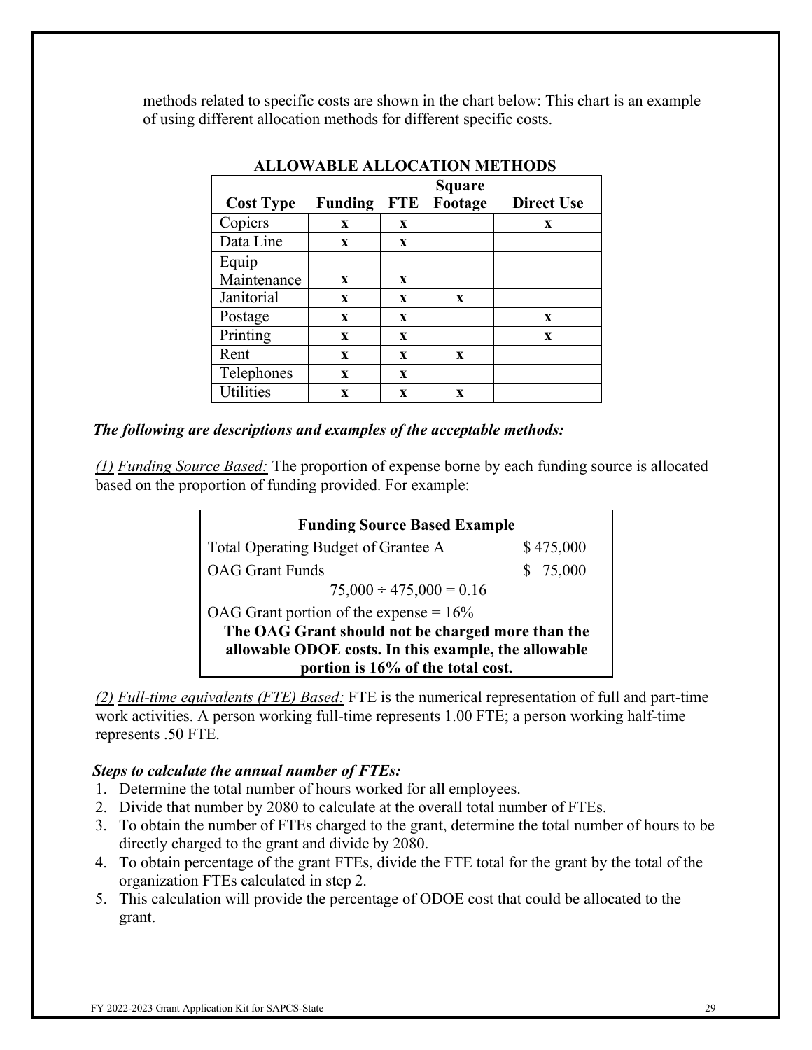methods related to specific costs are shown in the chart below: This chart is an example of using different allocation methods for different specific costs.

**ALLOWABLE ALLOCATION METHODS**

| Cost Type | Funding | FTE | Square Footage | Direct Use |
|---|---|---|---|---|
| Copiers | x | x | | x |
| Data Line | x | x | | |
| Equip Maintenance | x | x | | |
| Janitorial | x | x | x | |
| Postage | x | x | | x |
| Printing | x | x | | x |
| Rent | x | x | x | |
| Telephones | x | x | | |
| Utilities | x | x | x | |

***The following are descriptions and examples of the acceptable methods:***

*(1) Funding Source Based:* The proportion of expense borne by each funding source is allocated based on the proportion of funding provided. For example:

| **Funding Source Based Example** | |
|---|---|
| Total Operating Budget of Grantee A | $ 475,000 |
| OAG Grant Funds | $ 75,000 |
| 75,000 ÷ 475,000 = 0.16 | |
| OAG Grant portion of the expense = 16% | |
| **The OAG Grant should not be charged more than the allowable ODOE costs. In this example, the allowable portion is 16% of the total cost.** | |

*(2) Full-time equivalents (FTE) Based:* FTE is the numerical representation of full and part-time work activities. A person working full-time represents 1.00 FTE; a person working half-time represents .50 FTE.

***Steps to calculate the annual number of FTEs:***

1. Determine the total number of hours worked for all employees.
2. Divide that number by 2080 to calculate at the overall total number of FTEs.
3. To obtain the number of FTEs charged to the grant, determine the total number of hours to be directly charged to the grant and divide by 2080.
4. To obtain percentage of the grant FTEs, divide the FTE total for the grant by the total of the organization FTEs calculated in step 2.
5. This calculation will provide the percentage of ODOE cost that could be allocated to the grant.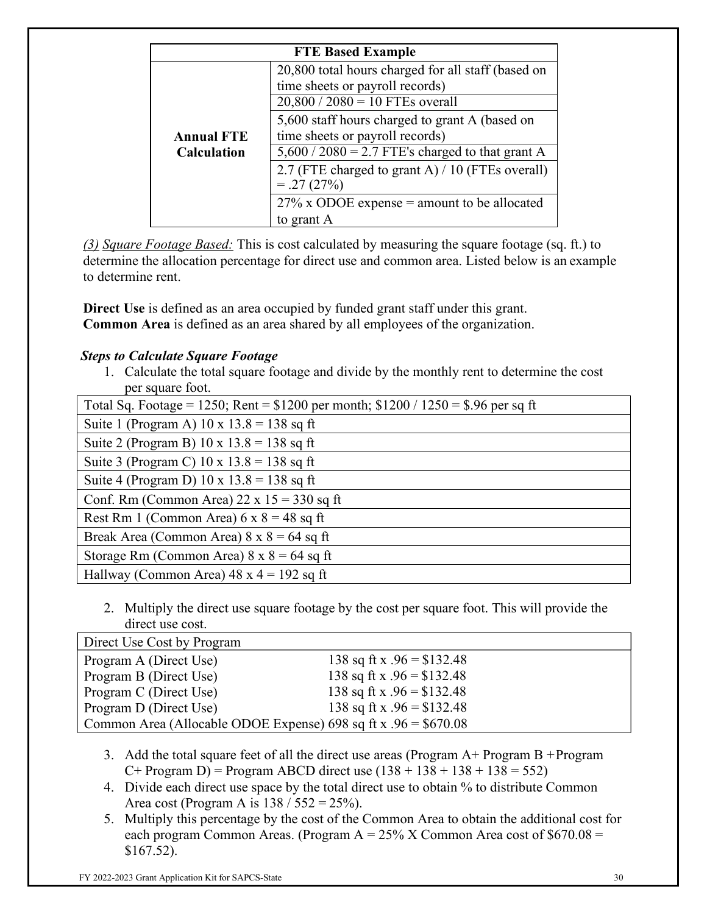| FTE Based Example | |
|---|---|
| **Annual FTE Calculation** | 20,800 total hours charged for all staff (based on time sheets or payroll records) |
| | 20,800 / 2080 = 10 FTEs overall |
| | 5,600 staff hours charged to grant A (based on time sheets or payroll records) |
| | 5,600 / 2080 = 2.7 FTE's charged to that grant A |
| | 2.7 (FTE charged to grant A) / 10 (FTEs overall) = .27 (27%) |
| | 27% x ODOE expense = amount to be allocated to grant A |

*(3)* _Square Footage Based:_ This is cost calculated by measuring the square footage (sq. ft.) to determine the allocation percentage for direct use and common area. Listed below is an example to determine rent.

**Direct Use** is defined as an area occupied by funded grant staff under this grant.
**Common Area** is defined as an area shared by all employees of the organization.

***Steps to Calculate Square Footage***

1. Calculate the total square footage and divide by the monthly rent to determine the cost per square foot.

| Total Sq. Footage = 1250; Rent = $1200 per month; $1200 / 1250 = $.96 per sq ft |
|---|
| Suite 1 (Program A) 10 x 13.8 = 138 sq ft |
| Suite 2 (Program B) 10 x 13.8 = 138 sq ft |
| Suite 3 (Program C) 10 x 13.8 = 138 sq ft |
| Suite 4 (Program D) 10 x 13.8 = 138 sq ft |
| Conf. Rm (Common Area) 22 x 15 = 330 sq ft |
| Rest Rm 1 (Common Area) 6 x 8 = 48 sq ft |
| Break Area (Common Area) 8 x 8 = 64 sq ft |
| Storage Rm (Common Area) 8 x 8 = 64 sq ft |
| Hallway (Common Area) 48 x 4 = 192 sq ft |

2. Multiply the direct use square footage by the cost per square foot. This will provide the direct use cost.

| Direct Use Cost by Program | |
|---|---|
| Program A (Direct Use) | 138 sq ft x .96 = $132.48 |
| Program B (Direct Use) | 138 sq ft x .96 = $132.48 |
| Program C (Direct Use) | 138 sq ft x .96 = $132.48 |
| Program D (Direct Use) | 138 sq ft x .96 = $132.48 |
| Common Area (Allocable ODOE Expense) | 698 sq ft x .96 = $670.08 |

3. Add the total square feet of all the direct use areas (Program A+ Program B +Program C+ Program D) = Program ABCD direct use (138 + 138 + 138 + 138 = 552)
4. Divide each direct use space by the total direct use to obtain % to distribute Common Area cost (Program A is 138 / 552 = 25%).
5. Multiply this percentage by the cost of the Common Area to obtain the additional cost for each program Common Areas. (Program A = 25% X Common Area cost of $670.08 = $167.52).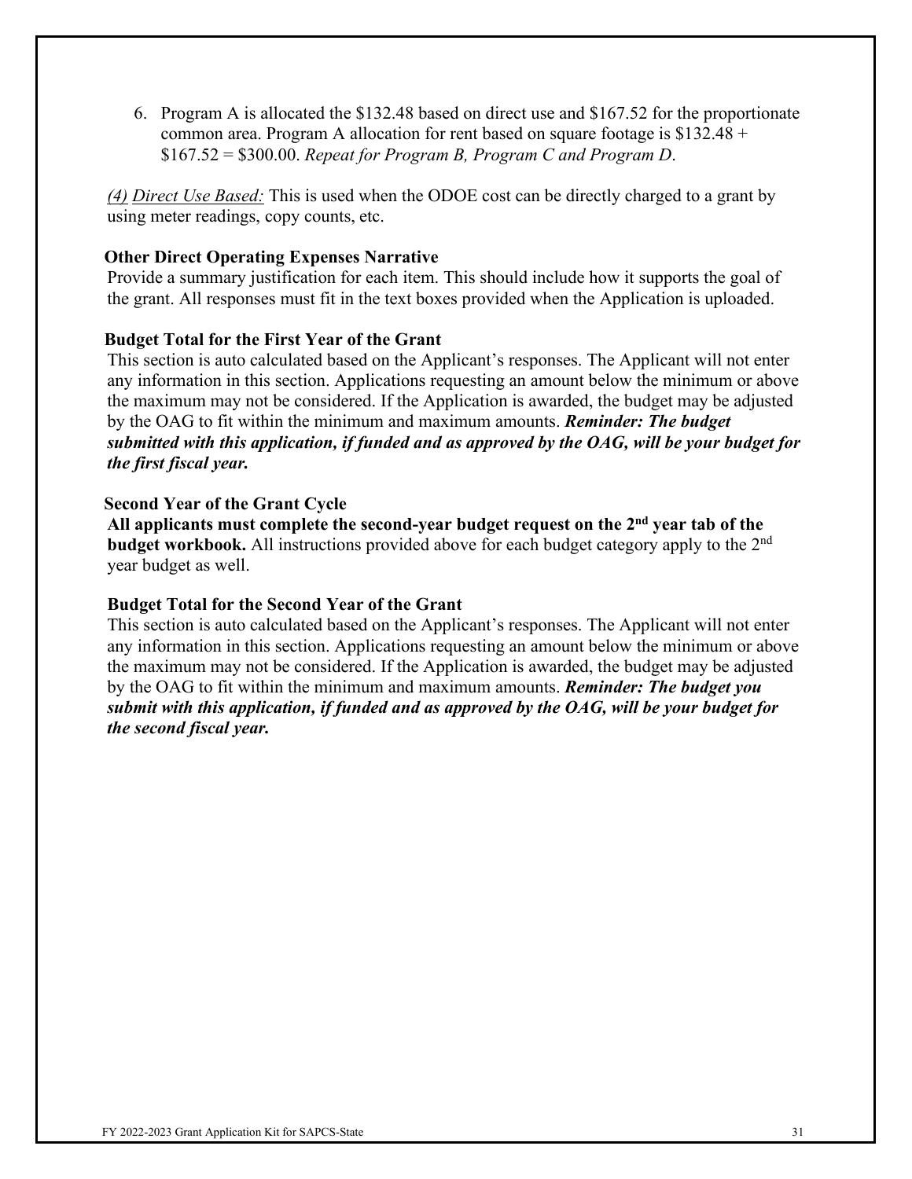6. Program A is allocated the $132.48 based on direct use and $167.52 for the proportionate common area. Program A allocation for rent based on square footage is $132.48 + $167.52 = $300.00. *Repeat for Program B, Program C and Program D*.

*(4) Direct Use Based:* This is used when the ODOE cost can be directly charged to a grant by using meter readings, copy counts, etc.

**Other Direct Operating Expenses Narrative**

Provide a summary justification for each item. This should include how it supports the goal of the grant. All responses must fit in the text boxes provided when the Application is uploaded.

**Budget Total for the First Year of the Grant**

This section is auto calculated based on the Applicant's responses. The Applicant will not enter any information in this section. Applications requesting an amount below the minimum or above the maximum may not be considered. If the Application is awarded, the budget may be adjusted by the OAG to fit within the minimum and maximum amounts. ***Reminder: The budget submitted with this application, if funded and as approved by the OAG, will be your budget for the first fiscal year.***

**Second Year of the Grant Cycle**

**All applicants must complete the second-year budget request on the 2nd year tab of the budget workbook.** All instructions provided above for each budget category apply to the 2nd year budget as well.

**Budget Total for the Second Year of the Grant**

This section is auto calculated based on the Applicant's responses. The Applicant will not enter any information in this section. Applications requesting an amount below the minimum or above the maximum may not be considered. If the Application is awarded, the budget may be adjusted by the OAG to fit within the minimum and maximum amounts. ***Reminder: The budget you submit with this application, if funded and as approved by the OAG, will be your budget for the second fiscal year.***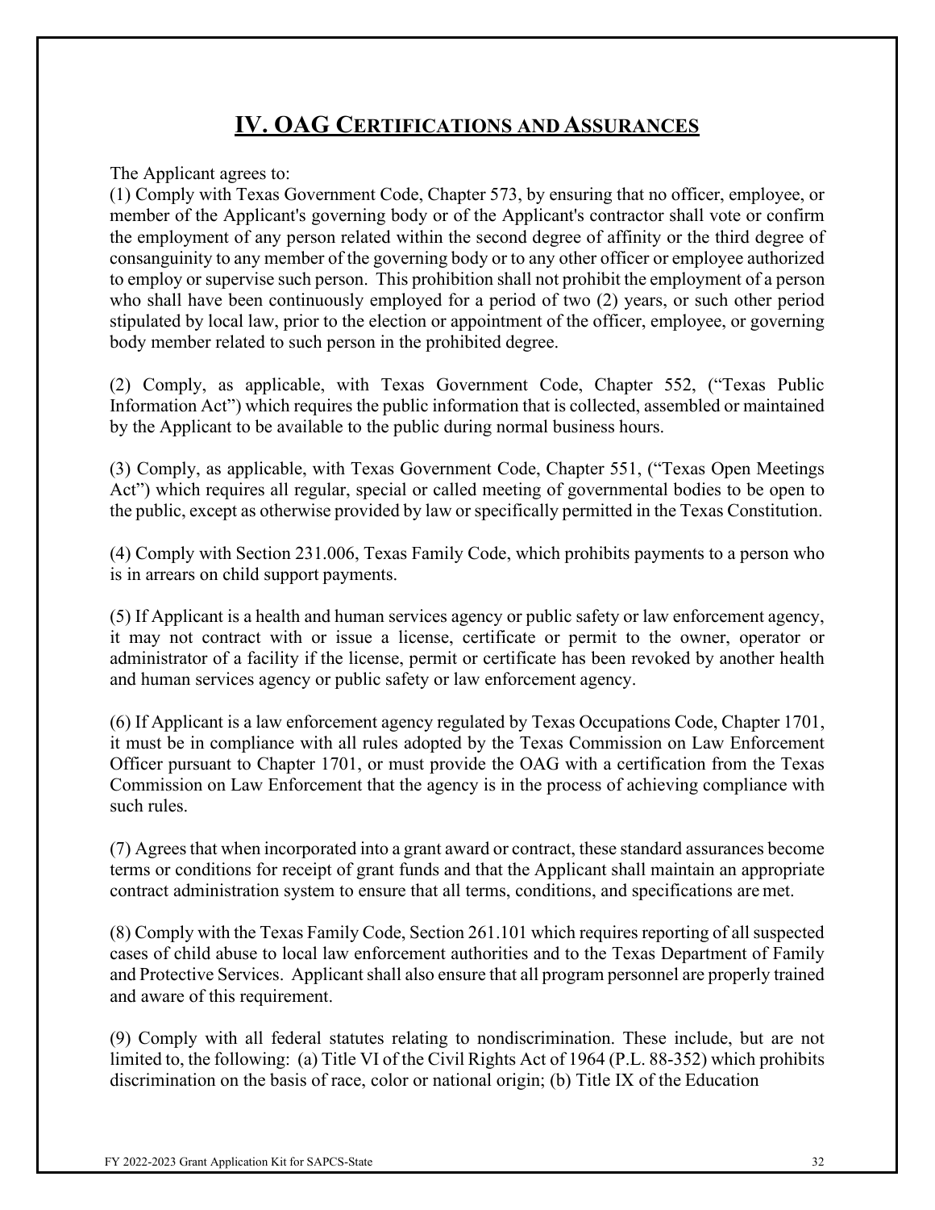# IV. OAG CERTIFICATIONS AND ASSURANCES

The Applicant agrees to:

(1) Comply with Texas Government Code, Chapter 573, by ensuring that no officer, employee, or member of the Applicant's governing body or of the Applicant's contractor shall vote or confirm the employment of any person related within the second degree of affinity or the third degree of consanguinity to any member of the governing body or to any other officer or employee authorized to employ or supervise such person. This prohibition shall not prohibit the employment of a person who shall have been continuously employed for a period of two (2) years, or such other period stipulated by local law, prior to the election or appointment of the officer, employee, or governing body member related to such person in the prohibited degree.

(2) Comply, as applicable, with Texas Government Code, Chapter 552, ("Texas Public Information Act") which requires the public information that is collected, assembled or maintained by the Applicant to be available to the public during normal business hours.

(3) Comply, as applicable, with Texas Government Code, Chapter 551, ("Texas Open Meetings Act") which requires all regular, special or called meeting of governmental bodies to be open to the public, except as otherwise provided by law or specifically permitted in the Texas Constitution.

(4) Comply with Section 231.006, Texas Family Code, which prohibits payments to a person who is in arrears on child support payments.

(5) If Applicant is a health and human services agency or public safety or law enforcement agency, it may not contract with or issue a license, certificate or permit to the owner, operator or administrator of a facility if the license, permit or certificate has been revoked by another health and human services agency or public safety or law enforcement agency.

(6) If Applicant is a law enforcement agency regulated by Texas Occupations Code, Chapter 1701, it must be in compliance with all rules adopted by the Texas Commission on Law Enforcement Officer pursuant to Chapter 1701, or must provide the OAG with a certification from the Texas Commission on Law Enforcement that the agency is in the process of achieving compliance with such rules.

(7) Agrees that when incorporated into a grant award or contract, these standard assurances become terms or conditions for receipt of grant funds and that the Applicant shall maintain an appropriate contract administration system to ensure that all terms, conditions, and specifications are met.

(8) Comply with the Texas Family Code, Section 261.101 which requires reporting of all suspected cases of child abuse to local law enforcement authorities and to the Texas Department of Family and Protective Services. Applicant shall also ensure that all program personnel are properly trained and aware of this requirement.

(9) Comply with all federal statutes relating to nondiscrimination. These include, but are not limited to, the following: (a) Title VI of the Civil Rights Act of 1964 (P.L. 88-352) which prohibits discrimination on the basis of race, color or national origin; (b) Title IX of the Education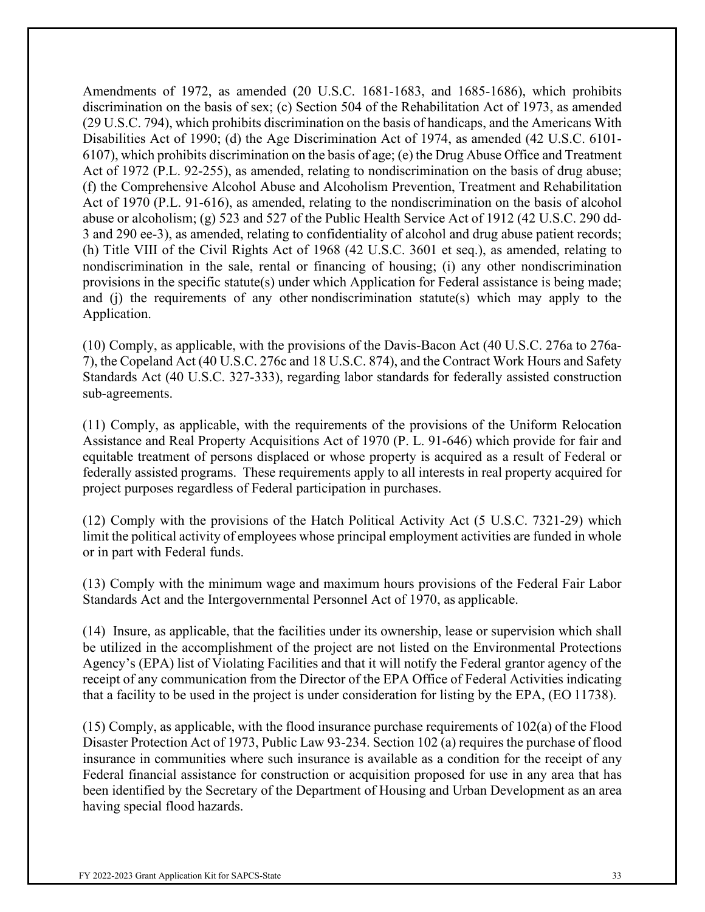Amendments of 1972, as amended (20 U.S.C. 1681-1683, and 1685-1686), which prohibits discrimination on the basis of sex; (c) Section 504 of the Rehabilitation Act of 1973, as amended (29 U.S.C. 794), which prohibits discrimination on the basis of handicaps, and the Americans With Disabilities Act of 1990; (d) the Age Discrimination Act of 1974, as amended (42 U.S.C. 6101-6107), which prohibits discrimination on the basis of age; (e) the Drug Abuse Office and Treatment Act of 1972 (P.L. 92-255), as amended, relating to nondiscrimination on the basis of drug abuse; (f) the Comprehensive Alcohol Abuse and Alcoholism Prevention, Treatment and Rehabilitation Act of 1970 (P.L. 91-616), as amended, relating to the nondiscrimination on the basis of alcohol abuse or alcoholism; (g) 523 and 527 of the Public Health Service Act of 1912 (42 U.S.C. 290 dd-3 and 290 ee-3), as amended, relating to confidentiality of alcohol and drug abuse patient records; (h) Title VIII of the Civil Rights Act of 1968 (42 U.S.C. 3601 et seq.), as amended, relating to nondiscrimination in the sale, rental or financing of housing; (i) any other nondiscrimination provisions in the specific statute(s) under which Application for Federal assistance is being made; and (j) the requirements of any other nondiscrimination statute(s) which may apply to the Application.

(10) Comply, as applicable, with the provisions of the Davis-Bacon Act (40 U.S.C. 276a to 276a-7), the Copeland Act (40 U.S.C. 276c and 18 U.S.C. 874), and the Contract Work Hours and Safety Standards Act (40 U.S.C. 327-333), regarding labor standards for federally assisted construction sub-agreements.

(11) Comply, as applicable, with the requirements of the provisions of the Uniform Relocation Assistance and Real Property Acquisitions Act of 1970 (P. L. 91-646) which provide for fair and equitable treatment of persons displaced or whose property is acquired as a result of Federal or federally assisted programs. These requirements apply to all interests in real property acquired for project purposes regardless of Federal participation in purchases.

(12) Comply with the provisions of the Hatch Political Activity Act (5 U.S.C. 7321-29) which limit the political activity of employees whose principal employment activities are funded in whole or in part with Federal funds.

(13) Comply with the minimum wage and maximum hours provisions of the Federal Fair Labor Standards Act and the Intergovernmental Personnel Act of 1970, as applicable.

(14) Insure, as applicable, that the facilities under its ownership, lease or supervision which shall be utilized in the accomplishment of the project are not listed on the Environmental Protections Agency's (EPA) list of Violating Facilities and that it will notify the Federal grantor agency of the receipt of any communication from the Director of the EPA Office of Federal Activities indicating that a facility to be used in the project is under consideration for listing by the EPA, (EO 11738).

(15) Comply, as applicable, with the flood insurance purchase requirements of 102(a) of the Flood Disaster Protection Act of 1973, Public Law 93-234. Section 102 (a) requires the purchase of flood insurance in communities where such insurance is available as a condition for the receipt of any Federal financial assistance for construction or acquisition proposed for use in any area that has been identified by the Secretary of the Department of Housing and Urban Development as an area having special flood hazards.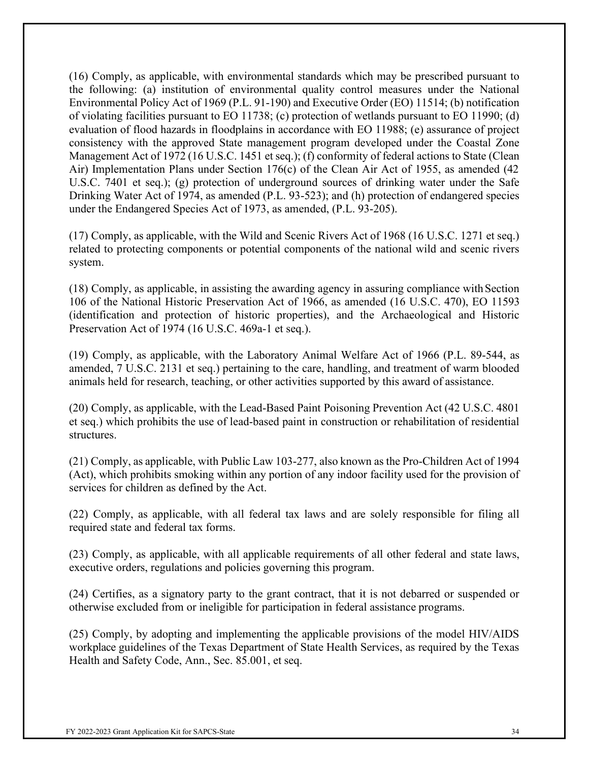(16) Comply, as applicable, with environmental standards which may be prescribed pursuant to the following: (a) institution of environmental quality control measures under the National Environmental Policy Act of 1969 (P.L. 91-190) and Executive Order (EO) 11514; (b) notification of violating facilities pursuant to EO 11738; (c) protection of wetlands pursuant to EO 11990; (d) evaluation of flood hazards in floodplains in accordance with EO 11988; (e) assurance of project consistency with the approved State management program developed under the Coastal Zone Management Act of 1972 (16 U.S.C. 1451 et seq.); (f) conformity of federal actions to State (Clean Air) Implementation Plans under Section 176(c) of the Clean Air Act of 1955, as amended (42 U.S.C. 7401 et seq.); (g) protection of underground sources of drinking water under the Safe Drinking Water Act of 1974, as amended (P.L. 93-523); and (h) protection of endangered species under the Endangered Species Act of 1973, as amended, (P.L. 93-205).

(17) Comply, as applicable, with the Wild and Scenic Rivers Act of 1968 (16 U.S.C. 1271 et seq.) related to protecting components or potential components of the national wild and scenic rivers system.

(18) Comply, as applicable, in assisting the awarding agency in assuring compliance with Section 106 of the National Historic Preservation Act of 1966, as amended (16 U.S.C. 470), EO 11593 (identification and protection of historic properties), and the Archaeological and Historic Preservation Act of 1974 (16 U.S.C. 469a-1 et seq.).

(19) Comply, as applicable, with the Laboratory Animal Welfare Act of 1966 (P.L. 89-544, as amended, 7 U.S.C. 2131 et seq.) pertaining to the care, handling, and treatment of warm blooded animals held for research, teaching, or other activities supported by this award of assistance.

(20) Comply, as applicable, with the Lead-Based Paint Poisoning Prevention Act (42 U.S.C. 4801 et seq.) which prohibits the use of lead-based paint in construction or rehabilitation of residential structures.

(21) Comply, as applicable, with Public Law 103-277, also known as the Pro-Children Act of 1994 (Act), which prohibits smoking within any portion of any indoor facility used for the provision of services for children as defined by the Act.

(22) Comply, as applicable, with all federal tax laws and are solely responsible for filing all required state and federal tax forms.

(23) Comply, as applicable, with all applicable requirements of all other federal and state laws, executive orders, regulations and policies governing this program.

(24) Certifies, as a signatory party to the grant contract, that it is not debarred or suspended or otherwise excluded from or ineligible for participation in federal assistance programs.

(25) Comply, by adopting and implementing the applicable provisions of the model HIV/AIDS workplace guidelines of the Texas Department of State Health Services, as required by the Texas Health and Safety Code, Ann., Sec. 85.001, et seq.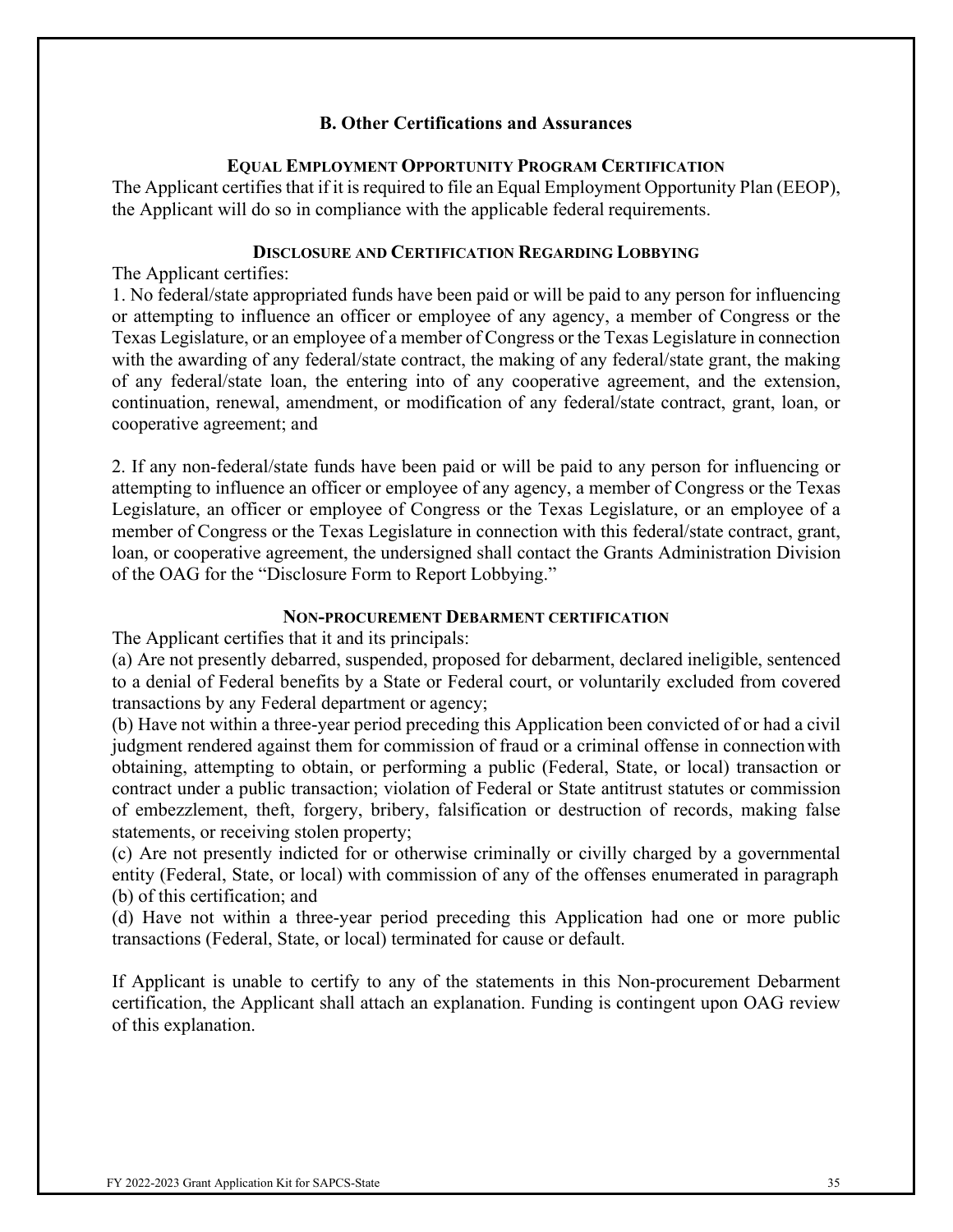## B. Other Certifications and Assurances

### Equal Employment Opportunity Program Certification

The Applicant certifies that if it is required to file an Equal Employment Opportunity Plan (EEOP), the Applicant will do so in compliance with the applicable federal requirements.

### Disclosure and Certification Regarding Lobbying

The Applicant certifies:

1. No federal/state appropriated funds have been paid or will be paid to any person for influencing or attempting to influence an officer or employee of any agency, a member of Congress or the Texas Legislature, or an employee of a member of Congress or the Texas Legislature in connection with the awarding of any federal/state contract, the making of any federal/state grant, the making of any federal/state loan, the entering into of any cooperative agreement, and the extension, continuation, renewal, amendment, or modification of any federal/state contract, grant, loan, or cooperative agreement; and

2. If any non-federal/state funds have been paid or will be paid to any person for influencing or attempting to influence an officer or employee of any agency, a member of Congress or the Texas Legislature, an officer or employee of Congress or the Texas Legislature, or an employee of a member of Congress or the Texas Legislature in connection with this federal/state contract, grant, loan, or cooperative agreement, the undersigned shall contact the Grants Administration Division of the OAG for the "Disclosure Form to Report Lobbying."

### Non-procurement Debarment certification

The Applicant certifies that it and its principals:

(a) Are not presently debarred, suspended, proposed for debarment, declared ineligible, sentenced to a denial of Federal benefits by a State or Federal court, or voluntarily excluded from covered transactions by any Federal department or agency;

(b) Have not within a three-year period preceding this Application been convicted of or had a civil judgment rendered against them for commission of fraud or a criminal offense in connection with obtaining, attempting to obtain, or performing a public (Federal, State, or local) transaction or contract under a public transaction; violation of Federal or State antitrust statutes or commission of embezzlement, theft, forgery, bribery, falsification or destruction of records, making false statements, or receiving stolen property;

(c) Are not presently indicted for or otherwise criminally or civilly charged by a governmental entity (Federal, State, or local) with commission of any of the offenses enumerated in paragraph (b) of this certification; and

(d) Have not within a three-year period preceding this Application had one or more public transactions (Federal, State, or local) terminated for cause or default.

If Applicant is unable to certify to any of the statements in this Non-procurement Debarment certification, the Applicant shall attach an explanation. Funding is contingent upon OAG review of this explanation.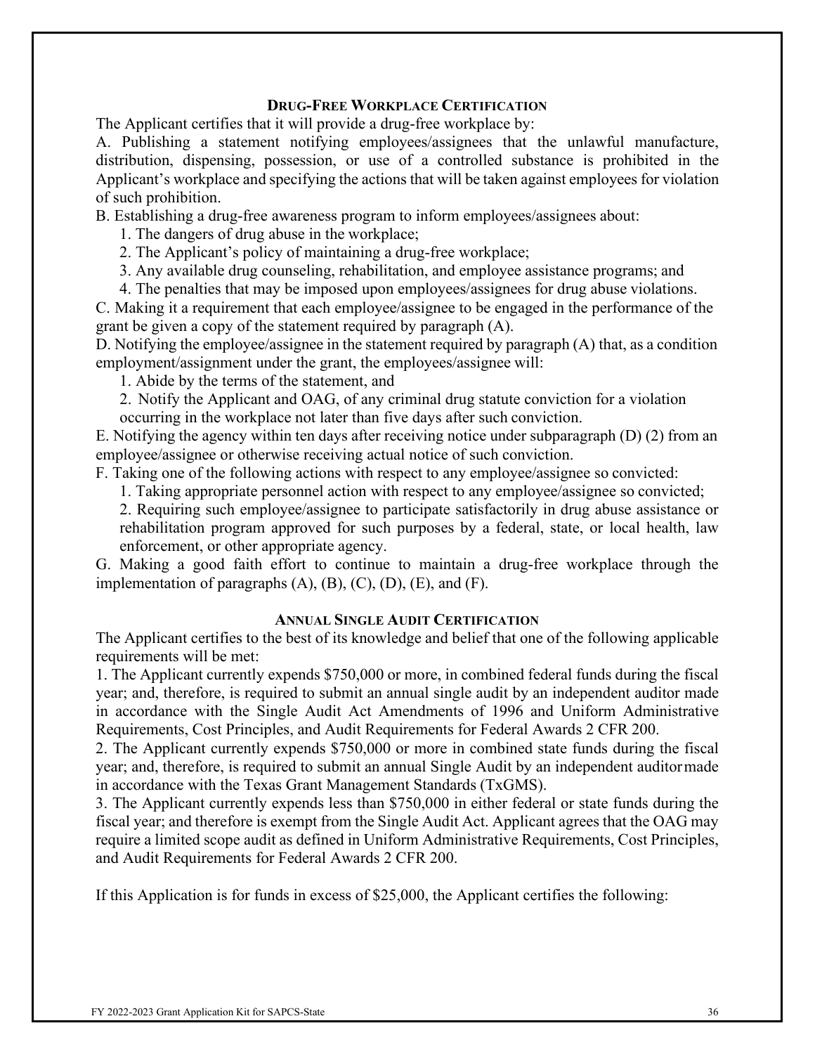### Drug-Free Workplace Certification

The Applicant certifies that it will provide a drug-free workplace by:

A. Publishing a statement notifying employees/assignees that the unlawful manufacture, distribution, dispensing, possession, or use of a controlled substance is prohibited in the Applicant's workplace and specifying the actions that will be taken against employees for violation of such prohibition.

B. Establishing a drug-free awareness program to inform employees/assignees about:

1. The dangers of drug abuse in the workplace;
2. The Applicant's policy of maintaining a drug-free workplace;
3. Any available drug counseling, rehabilitation, and employee assistance programs; and
4. The penalties that may be imposed upon employees/assignees for drug abuse violations.

C. Making it a requirement that each employee/assignee to be engaged in the performance of the grant be given a copy of the statement required by paragraph (A).

D. Notifying the employee/assignee in the statement required by paragraph (A) that, as a condition employment/assignment under the grant, the employees/assignee will:

1. Abide by the terms of the statement, and
2. Notify the Applicant and OAG, of any criminal drug statute conviction for a violation occurring in the workplace not later than five days after such conviction.

E. Notifying the agency within ten days after receiving notice under subparagraph (D) (2) from an employee/assignee or otherwise receiving actual notice of such conviction.

F. Taking one of the following actions with respect to any employee/assignee so convicted:

1. Taking appropriate personnel action with respect to any employee/assignee so convicted;
2. Requiring such employee/assignee to participate satisfactorily in drug abuse assistance or rehabilitation program approved for such purposes by a federal, state, or local health, law enforcement, or other appropriate agency.

G. Making a good faith effort to continue to maintain a drug-free workplace through the implementation of paragraphs (A), (B), (C), (D), (E), and (F).

### Annual Single Audit Certification

The Applicant certifies to the best of its knowledge and belief that one of the following applicable requirements will be met:

1. The Applicant currently expends $750,000 or more, in combined federal funds during the fiscal year; and, therefore, is required to submit an annual single audit by an independent auditor made in accordance with the Single Audit Act Amendments of 1996 and Uniform Administrative Requirements, Cost Principles, and Audit Requirements for Federal Awards 2 CFR 200.
2. The Applicant currently expends $750,000 or more in combined state funds during the fiscal year; and, therefore, is required to submit an annual Single Audit by an independent auditor made in accordance with the Texas Grant Management Standards (TxGMS).
3. The Applicant currently expends less than $750,000 in either federal or state funds during the fiscal year; and therefore is exempt from the Single Audit Act. Applicant agrees that the OAG may require a limited scope audit as defined in Uniform Administrative Requirements, Cost Principles, and Audit Requirements for Federal Awards 2 CFR 200.

If this Application is for funds in excess of $25,000, the Applicant certifies the following: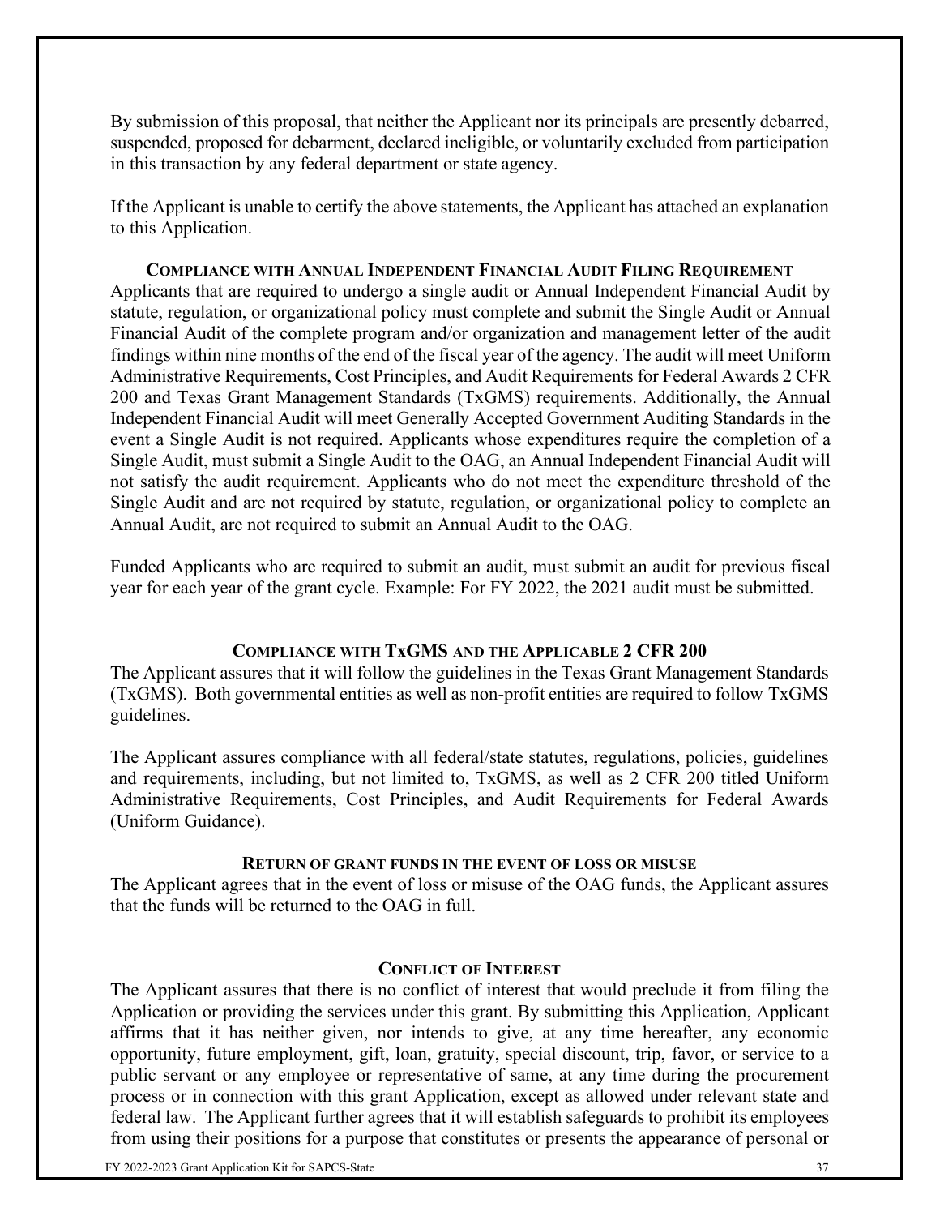By submission of this proposal, that neither the Applicant nor its principals are presently debarred, suspended, proposed for debarment, declared ineligible, or voluntarily excluded from participation in this transaction by any federal department or state agency.

If the Applicant is unable to certify the above statements, the Applicant has attached an explanation to this Application.

### COMPLIANCE WITH ANNUAL INDEPENDENT FINANCIAL AUDIT FILING REQUIREMENT

Applicants that are required to undergo a single audit or Annual Independent Financial Audit by statute, regulation, or organizational policy must complete and submit the Single Audit or Annual Financial Audit of the complete program and/or organization and management letter of the audit findings within nine months of the end of the fiscal year of the agency. The audit will meet Uniform Administrative Requirements, Cost Principles, and Audit Requirements for Federal Awards 2 CFR 200 and Texas Grant Management Standards (TxGMS) requirements. Additionally, the Annual Independent Financial Audit will meet Generally Accepted Government Auditing Standards in the event a Single Audit is not required. Applicants whose expenditures require the completion of a Single Audit, must submit a Single Audit to the OAG, an Annual Independent Financial Audit will not satisfy the audit requirement. Applicants who do not meet the expenditure threshold of the Single Audit and are not required by statute, regulation, or organizational policy to complete an Annual Audit, are not required to submit an Annual Audit to the OAG.

Funded Applicants who are required to submit an audit, must submit an audit for previous fiscal year for each year of the grant cycle. Example: For FY 2022, the 2021 audit must be submitted.

### COMPLIANCE WITH TXGMS AND THE APPLICABLE 2 CFR 200

The Applicant assures that it will follow the guidelines in the Texas Grant Management Standards (TxGMS). Both governmental entities as well as non-profit entities are required to follow TxGMS guidelines.

The Applicant assures compliance with all federal/state statutes, regulations, policies, guidelines and requirements, including, but not limited to, TxGMS, as well as 2 CFR 200 titled Uniform Administrative Requirements, Cost Principles, and Audit Requirements for Federal Awards (Uniform Guidance).

### RETURN OF GRANT FUNDS IN THE EVENT OF LOSS OR MISUSE

The Applicant agrees that in the event of loss or misuse of the OAG funds, the Applicant assures that the funds will be returned to the OAG in full.

### CONFLICT OF INTEREST

The Applicant assures that there is no conflict of interest that would preclude it from filing the Application or providing the services under this grant. By submitting this Application, Applicant affirms that it has neither given, nor intends to give, at any time hereafter, any economic opportunity, future employment, gift, loan, gratuity, special discount, trip, favor, or service to a public servant or any employee or representative of same, at any time during the procurement process or in connection with this grant Application, except as allowed under relevant state and federal law. The Applicant further agrees that it will establish safeguards to prohibit its employees from using their positions for a purpose that constitutes or presents the appearance of personal or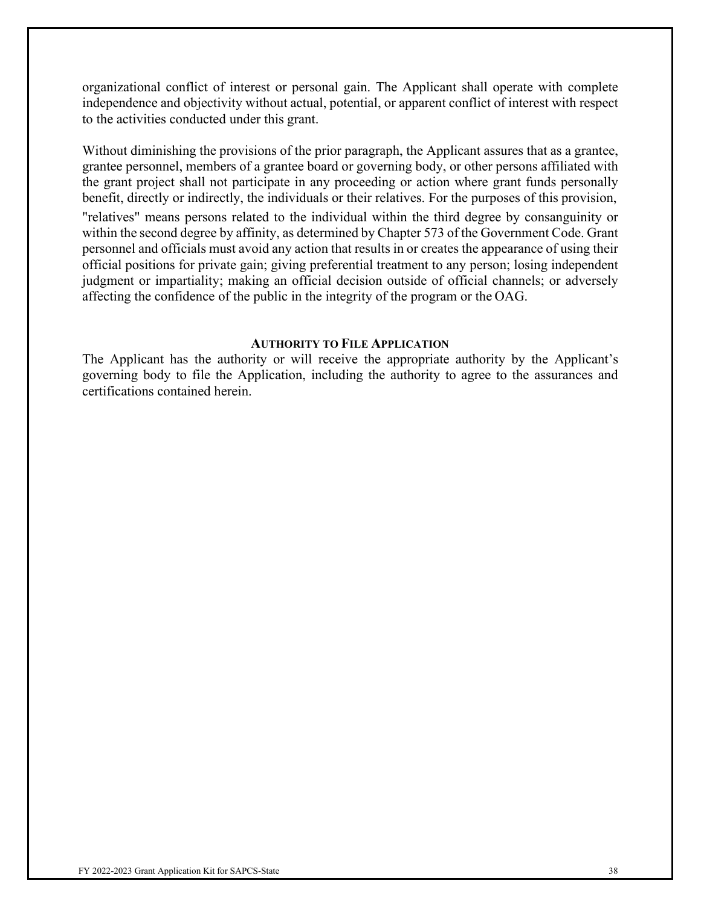organizational conflict of interest or personal gain. The Applicant shall operate with complete independence and objectivity without actual, potential, or apparent conflict of interest with respect to the activities conducted under this grant.

Without diminishing the provisions of the prior paragraph, the Applicant assures that as a grantee, grantee personnel, members of a grantee board or governing body, or other persons affiliated with the grant project shall not participate in any proceeding or action where grant funds personally benefit, directly or indirectly, the individuals or their relatives. For the purposes of this provision, "relatives" means persons related to the individual within the third degree by consanguinity or within the second degree by affinity, as determined by Chapter 573 of the Government Code. Grant personnel and officials must avoid any action that results in or creates the appearance of using their official positions for private gain; giving preferential treatment to any person; losing independent judgment or impartiality; making an official decision outside of official channels; or adversely affecting the confidence of the public in the integrity of the program or the OAG.

**AUTHORITY TO FILE APPLICATION**

The Applicant has the authority or will receive the appropriate authority by the Applicant's governing body to file the Application, including the authority to agree to the assurances and certifications contained herein.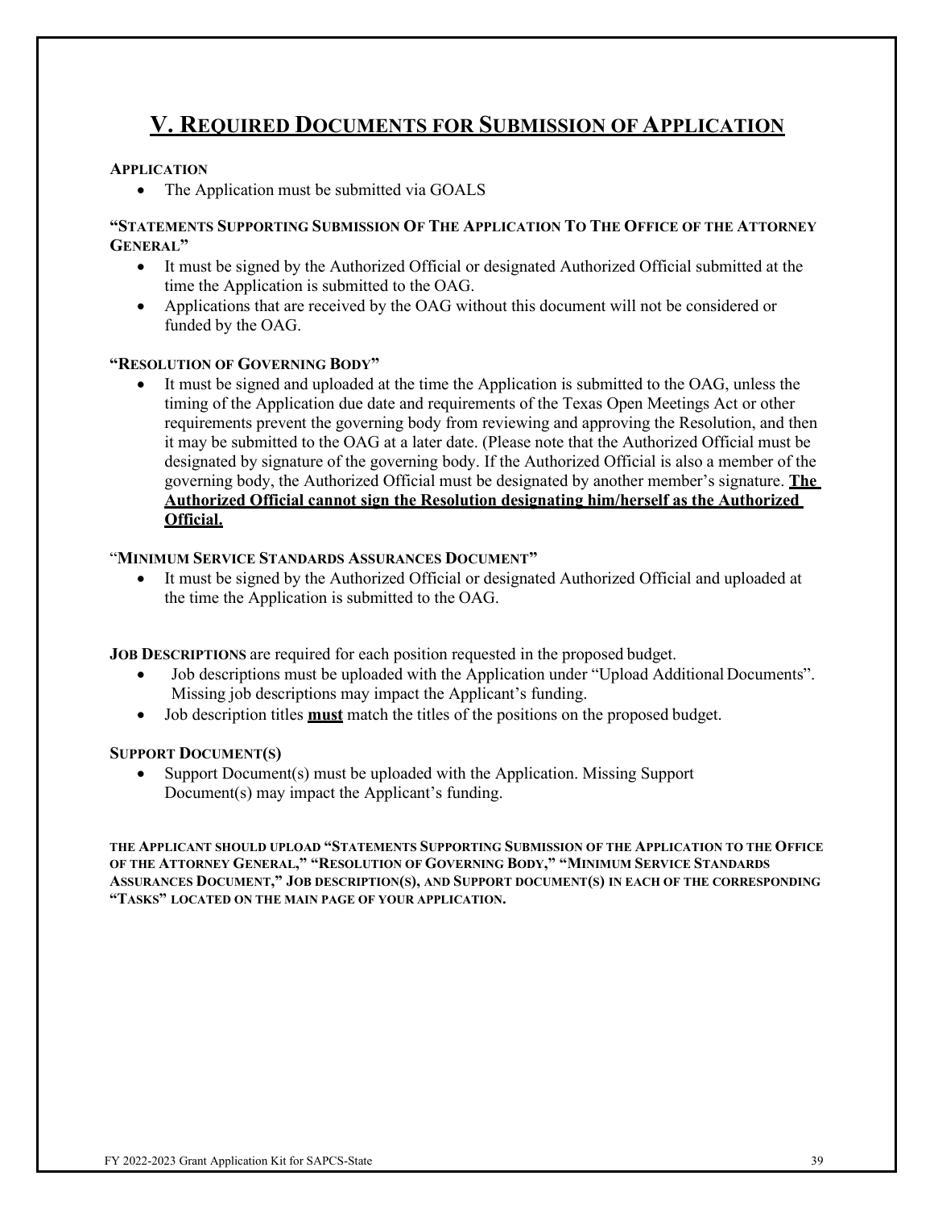# V. Required Documents for Submission of Application

**APPLICATION**

- The Application must be submitted via GOALS

**"STATEMENTS SUPPORTING SUBMISSION OF THE APPLICATION TO THE OFFICE OF THE ATTORNEY GENERAL"**

- It must be signed by the Authorized Official or designated Authorized Official submitted at the time the Application is submitted to the OAG.
- Applications that are received by the OAG without this document will not be considered or funded by the OAG.

**"RESOLUTION OF GOVERNING BODY"**

- It must be signed and uploaded at the time the Application is submitted to the OAG, unless the timing of the Application due date and requirements of the Texas Open Meetings Act or other requirements prevent the governing body from reviewing and approving the Resolution, and then it may be submitted to the OAG at a later date. (Please note that the Authorized Official must be designated by signature of the governing body. If the Authorized Official is also a member of the governing body, the Authorized Official must be designated by another member's signature. **The Authorized Official cannot sign the Resolution designating him/herself as the Authorized Official.**

"**MINIMUM SERVICE STANDARDS ASSURANCES DOCUMENT"**

- It must be signed by the Authorized Official or designated Authorized Official and uploaded at the time the Application is submitted to the OAG.

**JOB DESCRIPTIONS** are required for each position requested in the proposed budget.

- Job descriptions must be uploaded with the Application under "Upload Additional Documents". Missing job descriptions may impact the Applicant's funding.
- Job description titles **must** match the titles of the positions on the proposed budget.

**SUPPORT DOCUMENT(S)**

- Support Document(s) must be uploaded with the Application. Missing Support Document(s) may impact the Applicant's funding.

**THE APPLICANT SHOULD UPLOAD "STATEMENTS SUPPORTING SUBMISSION OF THE APPLICATION TO THE OFFICE OF THE ATTORNEY GENERAL," "RESOLUTION OF GOVERNING BODY," "MINIMUM SERVICE STANDARDS ASSURANCES DOCUMENT," JOB DESCRIPTION(S), AND SUPPORT DOCUMENT(S) IN EACH OF THE CORRESPONDING "TASKS" LOCATED ON THE MAIN PAGE OF YOUR APPLICATION.**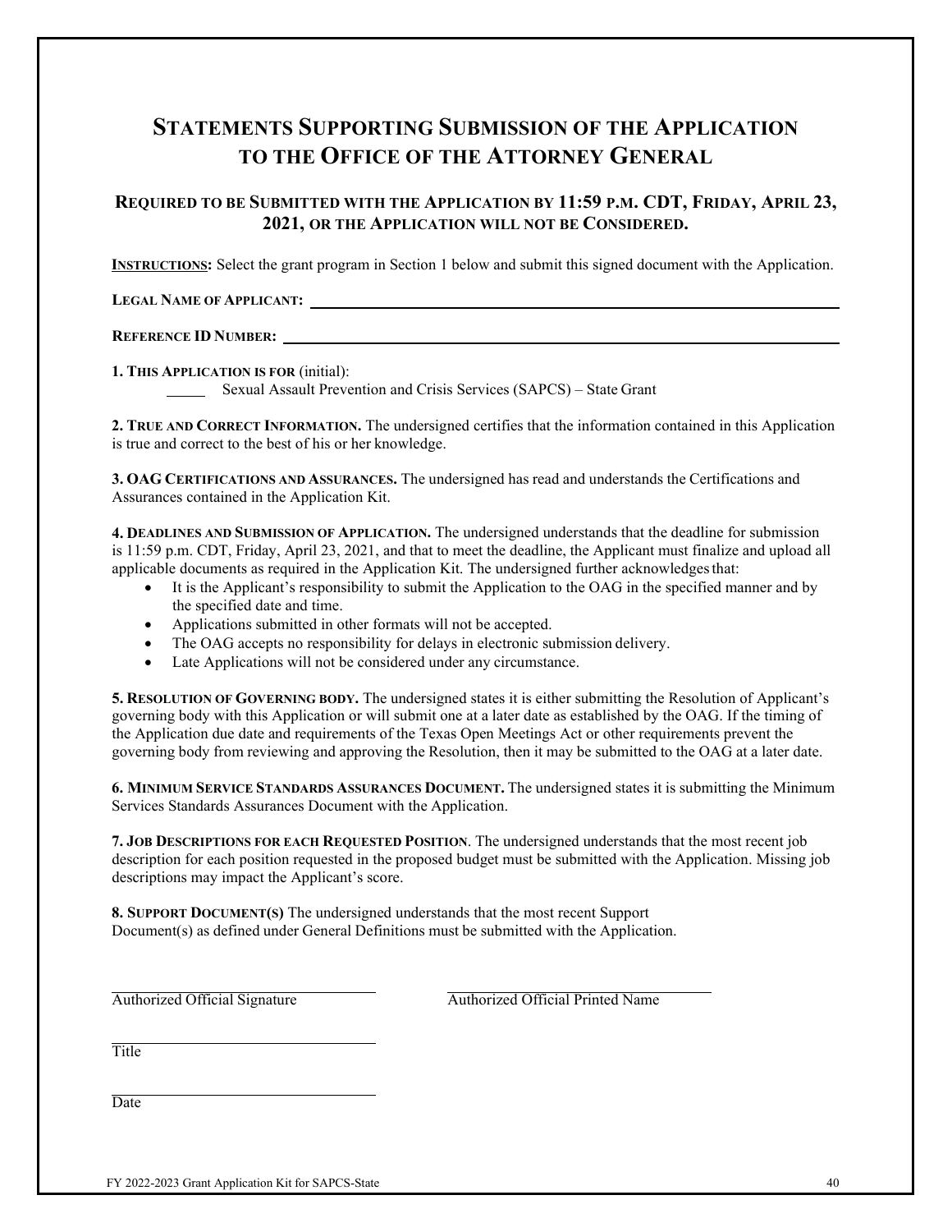# STATEMENTS SUPPORTING SUBMISSION OF THE APPLICATION TO THE OFFICE OF THE ATTORNEY GENERAL

### REQUIRED TO BE SUBMITTED WITH THE APPLICATION BY 11:59 P.M. CDT, FRIDAY, APRIL 23, 2021, OR THE APPLICATION WILL NOT BE CONSIDERED.

**INSTRUCTIONS:** Select the grant program in Section 1 below and submit this signed document with the Application.

**LEGAL NAME OF APPLICANT:** ______________________________________________

**REFERENCE ID NUMBER:** ______________________________________________

**1. THIS APPLICATION IS FOR** (initial):

_____ Sexual Assault Prevention and Crisis Services (SAPCS) – State Grant

**2. TRUE AND CORRECT INFORMATION.** The undersigned certifies that the information contained in this Application is true and correct to the best of his or her knowledge.

**3. OAG CERTIFICATIONS AND ASSURANCES.** The undersigned has read and understands the Certifications and Assurances contained in the Application Kit.

**4. DEADLINES AND SUBMISSION OF APPLICATION.** The undersigned understands that the deadline for submission is 11:59 p.m. CDT, Friday, April 23, 2021, and that to meet the deadline, the Applicant must finalize and upload all applicable documents as required in the Application Kit. The undersigned further acknowledges that:

- It is the Applicant's responsibility to submit the Application to the OAG in the specified manner and by the specified date and time.
- Applications submitted in other formats will not be accepted.
- The OAG accepts no responsibility for delays in electronic submission delivery.
- Late Applications will not be considered under any circumstance.

**5. RESOLUTION OF GOVERNING BODY.** The undersigned states it is either submitting the Resolution of Applicant's governing body with this Application or will submit one at a later date as established by the OAG. If the timing of the Application due date and requirements of the Texas Open Meetings Act or other requirements prevent the governing body from reviewing and approving the Resolution, then it may be submitted to the OAG at a later date.

**6. MINIMUM SERVICE STANDARDS ASSURANCES DOCUMENT.** The undersigned states it is submitting the Minimum Services Standards Assurances Document with the Application.

**7. JOB DESCRIPTIONS FOR EACH REQUESTED POSITION**. The undersigned understands that the most recent job description for each position requested in the proposed budget must be submitted with the Application. Missing job descriptions may impact the Applicant's score.

**8. SUPPORT DOCUMENT(S)** The undersigned understands that the most recent Support Document(s) as defined under General Definitions must be submitted with the Application.

______________________________
Authorized Official Signature

______________________________
Authorized Official Printed Name

______________________________
Title

______________________________
Date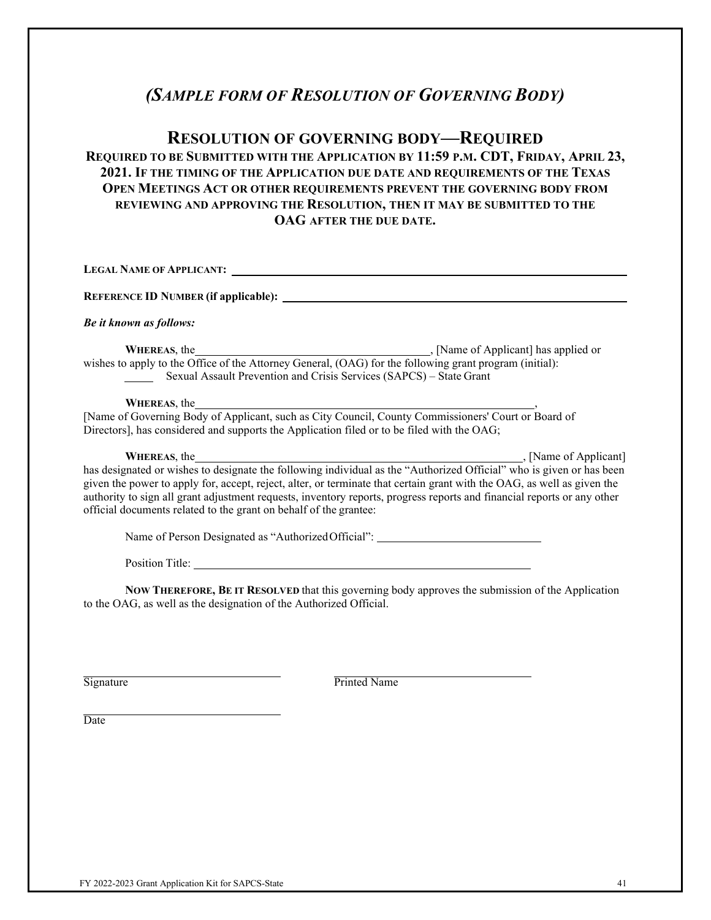## *(SAMPLE FORM OF RESOLUTION OF GOVERNING BODY)*

## RESOLUTION OF GOVERNING BODY—REQUIRED

**REQUIRED TO BE SUBMITTED WITH THE APPLICATION BY 11:59 P.M. CDT, FRIDAY, APRIL 23, 2021. IF THE TIMING OF THE APPLICATION DUE DATE AND REQUIREMENTS OF THE TEXAS OPEN MEETINGS ACT OR OTHER REQUIREMENTS PREVENT THE GOVERNING BODY FROM REVIEWING AND APPROVING THE RESOLUTION, THEN IT MAY BE SUBMITTED TO THE OAG AFTER THE DUE DATE.**

**LEGAL NAME OF APPLICANT:** ______________________________________________

**REFERENCE ID NUMBER (if applicable):** ______________________________________________

***Be it known as follows:***

**WHEREAS**, the ________________________________, [Name of Applicant] has applied or wishes to apply to the Office of the Attorney General, (OAG) for the following grant program (initial):

_____ Sexual Assault Prevention and Crisis Services (SAPCS) – State Grant

**WHEREAS**, the ______________________________________________,
[Name of Governing Body of Applicant, such as City Council, County Commissioners' Court or Board of Directors], has considered and supports the Application filed or to be filed with the OAG;

**WHEREAS**, the ______________________________________________, [Name of Applicant] has designated or wishes to designate the following individual as the "Authorized Official" who is given or has been given the power to apply for, accept, reject, alter, or terminate that certain grant with the OAG, as well as given the authority to sign all grant adjustment requests, inventory reports, progress reports and financial reports or any other official documents related to the grant on behalf of the grantee:

Name of Person Designated as "Authorized Official": ______________________________

Position Title: ______________________________________________

**NOW THEREFORE, BE IT RESOLVED** that this governing body approves the submission of the Application to the OAG, as well as the designation of the Authorized Official.

______________________________ ______________________________
Signature Printed Name

______________________________
Date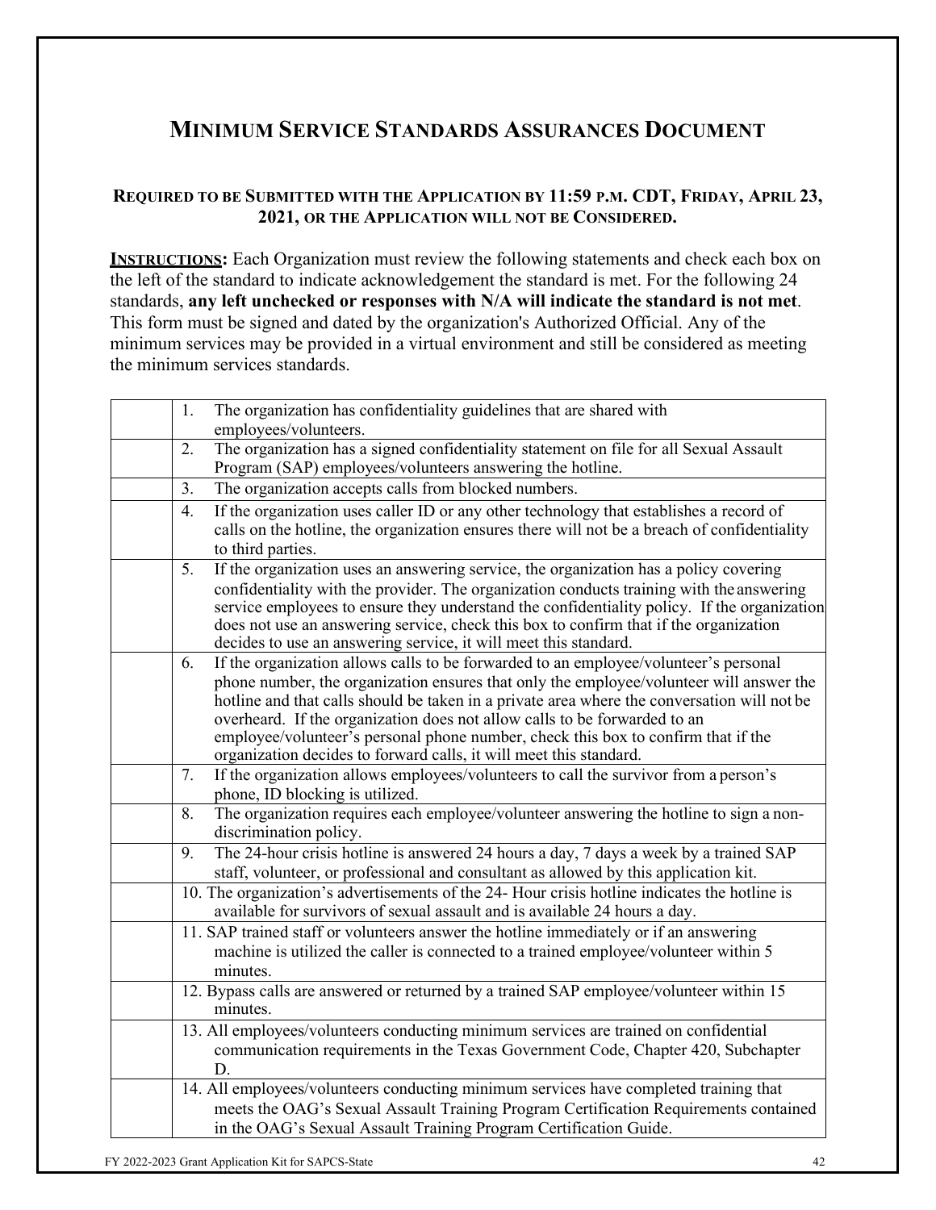# MINIMUM SERVICE STANDARDS ASSURANCES DOCUMENT

**REQUIRED TO BE SUBMITTED WITH THE APPLICATION BY 11:59 P.M. CDT, FRIDAY, APRIL 23, 2021, OR THE APPLICATION WILL NOT BE CONSIDERED.**

**INSTRUCTIONS:** Each Organization must review the following statements and check each box on the left of the standard to indicate acknowledgement the standard is met. For the following 24 standards, **any left unchecked or responses with N/A will indicate the standard is not met**. This form must be signed and dated by the organization's Authorized Official. Any of the minimum services may be provided in a virtual environment and still be considered as meeting the minimum services standards.

| | |
|---|---|
| | 1. The organization has confidentiality guidelines that are shared with employees/volunteers. |
| | 2. The organization has a signed confidentiality statement on file for all Sexual Assault Program (SAP) employees/volunteers answering the hotline. |
| | 3. The organization accepts calls from blocked numbers. |
| | 4. If the organization uses caller ID or any other technology that establishes a record of calls on the hotline, the organization ensures there will not be a breach of confidentiality to third parties. |
| | 5. If the organization uses an answering service, the organization has a policy covering confidentiality with the provider. The organization conducts training with the answering service employees to ensure they understand the confidentiality policy. If the organization does not use an answering service, check this box to confirm that if the organization decides to use an answering service, it will meet this standard. |
| | 6. If the organization allows calls to be forwarded to an employee/volunteer's personal phone number, the organization ensures that only the employee/volunteer will answer the hotline and that calls should be taken in a private area where the conversation will not be overheard. If the organization does not allow calls to be forwarded to an employee/volunteer's personal phone number, check this box to confirm that if the organization decides to forward calls, it will meet this standard. |
| | 7. If the organization allows employees/volunteers to call the survivor from a person's phone, ID blocking is utilized. |
| | 8. The organization requires each employee/volunteer answering the hotline to sign a non-discrimination policy. |
| | 9. The 24-hour crisis hotline is answered 24 hours a day, 7 days a week by a trained SAP staff, volunteer, or professional and consultant as allowed by this application kit. |
| | 10. The organization's advertisements of the 24- Hour crisis hotline indicates the hotline is available for survivors of sexual assault and is available 24 hours a day. |
| | 11. SAP trained staff or volunteers answer the hotline immediately or if an answering machine is utilized the caller is connected to a trained employee/volunteer within 5 minutes. |
| | 12. Bypass calls are answered or returned by a trained SAP employee/volunteer within 15 minutes. |
| | 13. All employees/volunteers conducting minimum services are trained on confidential communication requirements in the Texas Government Code, Chapter 420, Subchapter D. |
| | 14. All employees/volunteers conducting minimum services have completed training that meets the OAG's Sexual Assault Training Program Certification Requirements contained in the OAG's Sexual Assault Training Program Certification Guide. |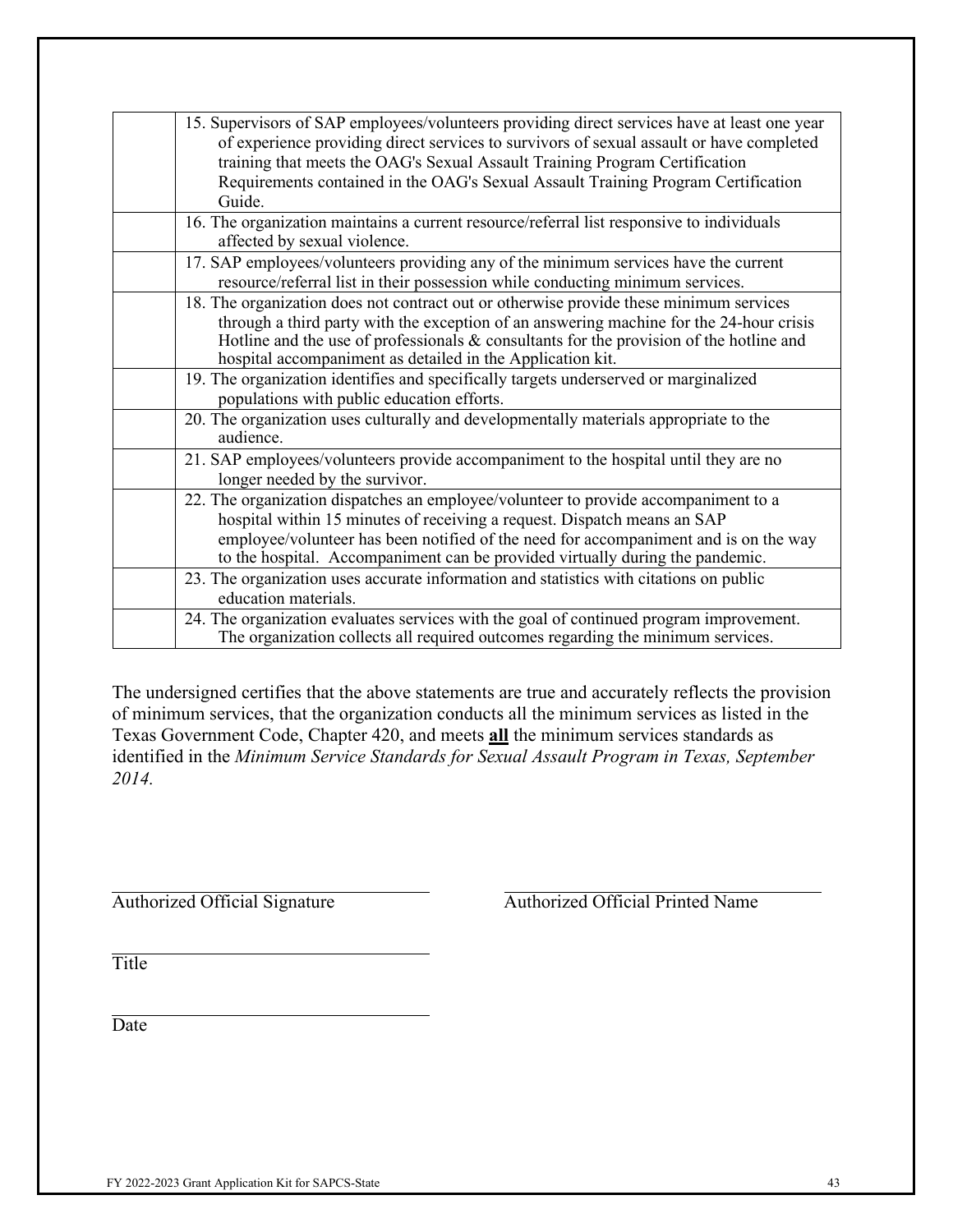| | |
|---|---|
| | 15. Supervisors of SAP employees/volunteers providing direct services have at least one year of experience providing direct services to survivors of sexual assault or have completed training that meets the OAG's Sexual Assault Training Program Certification Requirements contained in the OAG's Sexual Assault Training Program Certification Guide. |
| | 16. The organization maintains a current resource/referral list responsive to individuals affected by sexual violence. |
| | 17. SAP employees/volunteers providing any of the minimum services have the current resource/referral list in their possession while conducting minimum services. |
| | 18. The organization does not contract out or otherwise provide these minimum services through a third party with the exception of an answering machine for the 24-hour crisis Hotline and the use of professionals & consultants for the provision of the hotline and hospital accompaniment as detailed in the Application kit. |
| | 19. The organization identifies and specifically targets underserved or marginalized populations with public education efforts. |
| | 20. The organization uses culturally and developmentally materials appropriate to the audience. |
| | 21. SAP employees/volunteers provide accompaniment to the hospital until they are no longer needed by the survivor. |
| | 22. The organization dispatches an employee/volunteer to provide accompaniment to a hospital within 15 minutes of receiving a request. Dispatch means an SAP employee/volunteer has been notified of the need for accompaniment and is on the way to the hospital. Accompaniment can be provided virtually during the pandemic. |
| | 23. The organization uses accurate information and statistics with citations on public education materials. |
| | 24. The organization evaluates services with the goal of continued program improvement. The organization collects all required outcomes regarding the minimum services. |

The undersigned certifies that the above statements are true and accurately reflects the provision of minimum services, that the organization conducts all the minimum services as listed in the Texas Government Code, Chapter 420, and meets **all** the minimum services standards as identified in the *Minimum Service Standards for Sexual Assault Program in Texas, September 2014.*

______________________________ ______________________________
Authorized Official Signature Authorized Official Printed Name

______________________________
Title

______________________________
Date